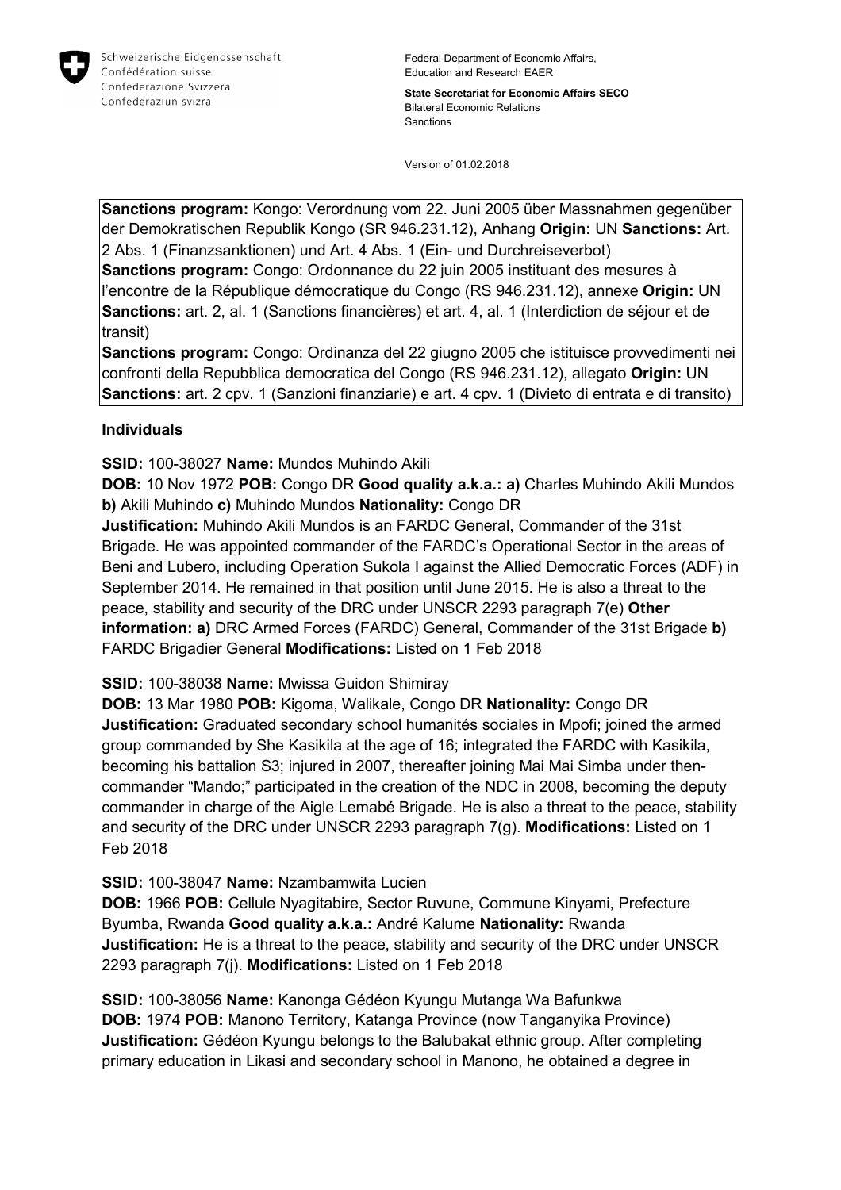Schweizerische Eidgenossenschaft
Confédération suisse
Confederazione Svizzera
Confederaziun svizra

Federal Department of Economic Affairs, Education and Research EAER

**State Secretariat for Economic Affairs SECO**
Bilateral Economic Relations
Sanctions

Version of 01.02.2018

**Sanctions program:** Kongo: Verordnung vom 22. Juni 2005 über Massnahmen gegenüber der Demokratischen Republik Kongo (SR 946.231.12), Anhang **Origin:** UN **Sanctions:** Art. 2 Abs. 1 (Finanzsanktionen) und Art. 4 Abs. 1 (Ein- und Durchreiseverbot)
**Sanctions program:** Congo: Ordonnance du 22 juin 2005 instituant des mesures à l'encontre de la République démocratique du Congo (RS 946.231.12), annexe **Origin:** UN **Sanctions:** art. 2, al. 1 (Sanctions financières) et art. 4, al. 1 (Interdiction de séjour et de transit)
**Sanctions program:** Congo: Ordinanza del 22 giugno 2005 che istituisce provvedimenti nei confronti della Repubblica democratica del Congo (RS 946.231.12), allegato **Origin:** UN **Sanctions:** art. 2 cpv. 1 (Sanzioni finanziarie) e art. 4 cpv. 1 (Divieto di entrata e di transito)

## Individuals

**SSID:** 100-38027 **Name:** Mundos Muhindo Akili
**DOB:** 10 Nov 1972 **POB:** Congo DR **Good quality a.k.a.: a)** Charles Muhindo Akili Mundos **b)** Akili Muhindo **c)** Muhindo Mundos **Nationality:** Congo DR
**Justification:** Muhindo Akili Mundos is an FARDC General, Commander of the 31st Brigade. He was appointed commander of the FARDC's Operational Sector in the areas of Beni and Lubero, including Operation Sukola I against the Allied Democratic Forces (ADF) in September 2014. He remained in that position until June 2015. He is also a threat to the peace, stability and security of the DRC under UNSCR 2293 paragraph 7(e) **Other information: a)** DRC Armed Forces (FARDC) General, Commander of the 31st Brigade **b)** FARDC Brigadier General **Modifications:** Listed on 1 Feb 2018

**SSID:** 100-38038 **Name:** Mwissa Guidon Shimiray
**DOB:** 13 Mar 1980 **POB:** Kigoma, Walikale, Congo DR **Nationality:** Congo DR
**Justification:** Graduated secondary school humanités sociales in Mpofi; joined the armed group commanded by She Kasikila at the age of 16; integrated the FARDC with Kasikila, becoming his battalion S3; injured in 2007, thereafter joining Mai Mai Simba under then-commander "Mando;" participated in the creation of the NDC in 2008, becoming the deputy commander in charge of the Aigle Lemabé Brigade. He is also a threat to the peace, stability and security of the DRC under UNSCR 2293 paragraph 7(g). **Modifications:** Listed on 1 Feb 2018

**SSID:** 100-38047 **Name:** Nzambamwita Lucien
**DOB:** 1966 **POB:** Cellule Nyagitabire, Sector Ruvune, Commune Kinyami, Prefecture Byumba, Rwanda **Good quality a.k.a.:** André Kalume **Nationality:** Rwanda
**Justification:** He is a threat to the peace, stability and security of the DRC under UNSCR 2293 paragraph 7(j). **Modifications:** Listed on 1 Feb 2018

**SSID:** 100-38056 **Name:** Kanonga Gédéon Kyungu Mutanga Wa Bafunkwa
**DOB:** 1974 **POB:** Manono Territory, Katanga Province (now Tanganyika Province)
**Justification:** Gédéon Kyungu belongs to the Balubakat ethnic group. After completing primary education in Likasi and secondary school in Manono, he obtained a degree in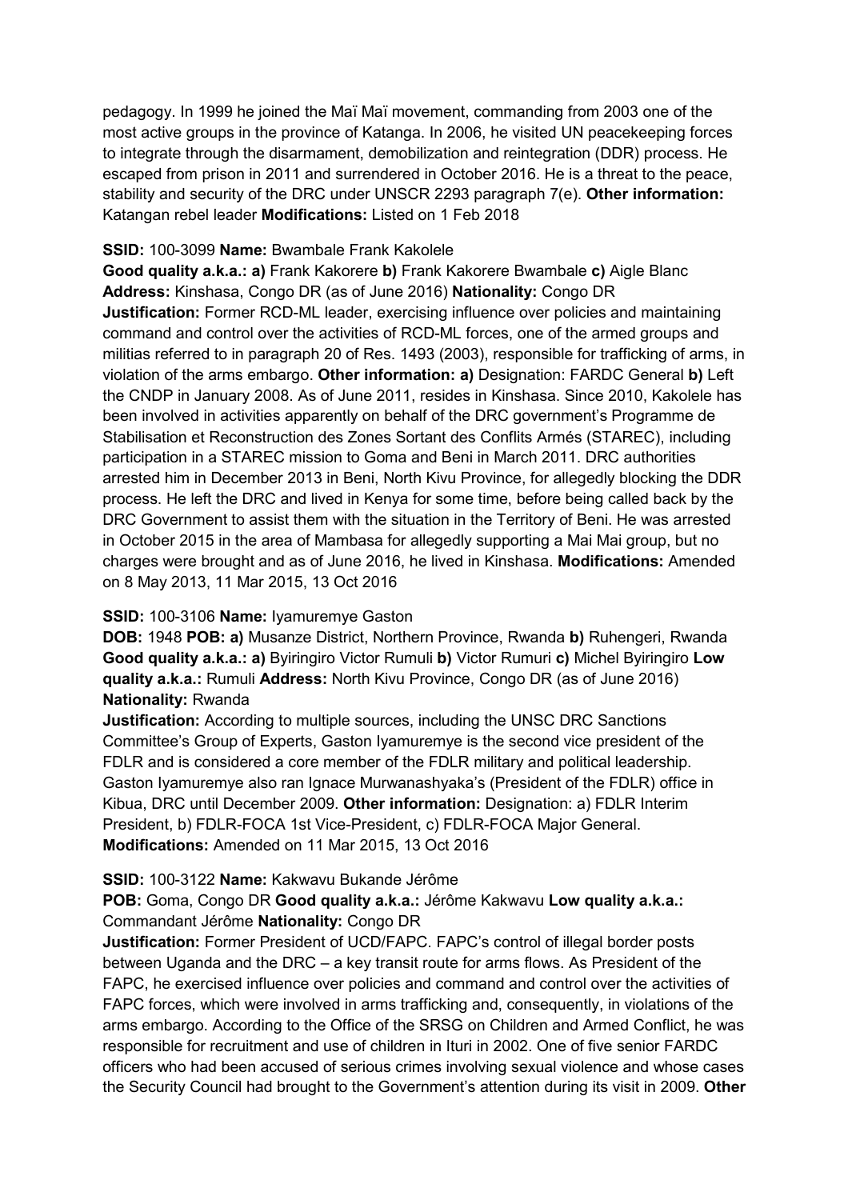pedagogy. In 1999 he joined the Maï Maï movement, commanding from 2003 one of the most active groups in the province of Katanga. In 2006, he visited UN peacekeeping forces to integrate through the disarmament, demobilization and reintegration (DDR) process. He escaped from prison in 2011 and surrendered in October 2016. He is a threat to the peace, stability and security of the DRC under UNSCR 2293 paragraph 7(e). **Other information:** Katangan rebel leader **Modifications:** Listed on 1 Feb 2018

**SSID:** 100-3099 **Name:** Bwambale Frank Kakolele
**Good quality a.k.a.: a)** Frank Kakorere **b)** Frank Kakorere Bwambale **c)** Aigle Blanc **Address:** Kinshasa, Congo DR (as of June 2016) **Nationality:** Congo DR
**Justification:** Former RCD-ML leader, exercising influence over policies and maintaining command and control over the activities of RCD-ML forces, one of the armed groups and militias referred to in paragraph 20 of Res. 1493 (2003), responsible for trafficking of arms, in violation of the arms embargo. **Other information: a)** Designation: FARDC General **b)** Left the CNDP in January 2008. As of June 2011, resides in Kinshasa. Since 2010, Kakolele has been involved in activities apparently on behalf of the DRC government's Programme de Stabilisation et Reconstruction des Zones Sortant des Conflits Armés (STAREC), including participation in a STAREC mission to Goma and Beni in March 2011. DRC authorities arrested him in December 2013 in Beni, North Kivu Province, for allegedly blocking the DDR process. He left the DRC and lived in Kenya for some time, before being called back by the DRC Government to assist them with the situation in the Territory of Beni. He was arrested in October 2015 in the area of Mambasa for allegedly supporting a Mai Mai group, but no charges were brought and as of June 2016, he lived in Kinshasa. **Modifications:** Amended on 8 May 2013, 11 Mar 2015, 13 Oct 2016

**SSID:** 100-3106 **Name:** Iyamuremye Gaston
**DOB:** 1948 **POB: a)** Musanze District, Northern Province, Rwanda **b)** Ruhengeri, Rwanda **Good quality a.k.a.: a)** Byiringiro Victor Rumuli **b)** Victor Rumuri **c)** Michel Byiringiro **Low quality a.k.a.:** Rumuli **Address:** North Kivu Province, Congo DR (as of June 2016) **Nationality:** Rwanda
**Justification:** According to multiple sources, including the UNSC DRC Sanctions Committee's Group of Experts, Gaston Iyamuremye is the second vice president of the FDLR and is considered a core member of the FDLR military and political leadership. Gaston Iyamuremye also ran Ignace Murwanashyaka's (President of the FDLR) office in Kibua, DRC until December 2009. **Other information:** Designation: a) FDLR Interim President, b) FDLR-FOCA 1st Vice-President, c) FDLR-FOCA Major General. **Modifications:** Amended on 11 Mar 2015, 13 Oct 2016

**SSID:** 100-3122 **Name:** Kakwavu Bukande Jérôme
**POB:** Goma, Congo DR **Good quality a.k.a.:** Jérôme Kakwavu **Low quality a.k.a.:** Commandant Jérôme **Nationality:** Congo DR
**Justification:** Former President of UCD/FAPC. FAPC's control of illegal border posts between Uganda and the DRC – a key transit route for arms flows. As President of the FAPC, he exercised influence over policies and command and control over the activities of FAPC forces, which were involved in arms trafficking and, consequently, in violations of the arms embargo. According to the Office of the SRSG on Children and Armed Conflict, he was responsible for recruitment and use of children in Ituri in 2002. One of five senior FARDC officers who had been accused of serious crimes involving sexual violence and whose cases the Security Council had brought to the Government's attention during its visit in 2009. **Other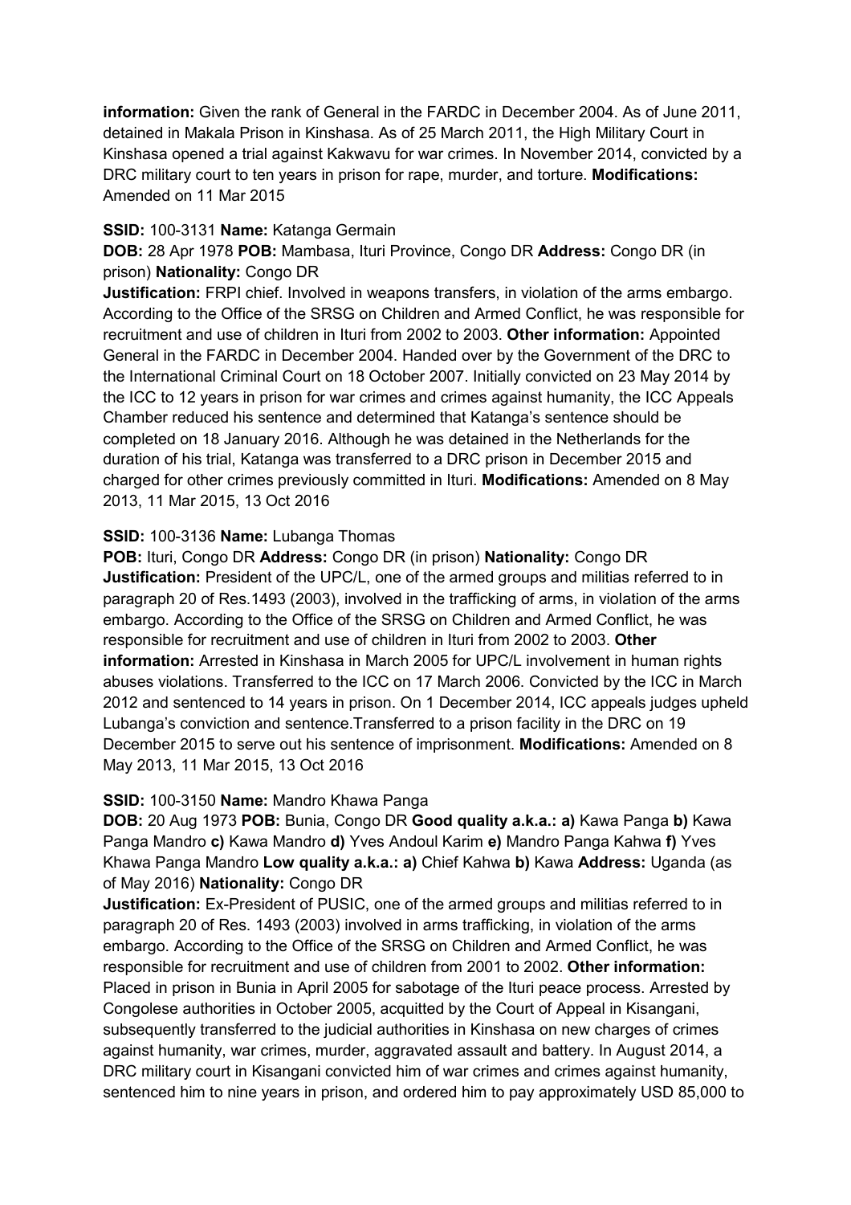**information:** Given the rank of General in the FARDC in December 2004. As of June 2011, detained in Makala Prison in Kinshasa. As of 25 March 2011, the High Military Court in Kinshasa opened a trial against Kakwavu for war crimes. In November 2014, convicted by a DRC military court to ten years in prison for rape, murder, and torture. **Modifications:** Amended on 11 Mar 2015

**SSID:** 100-3131 **Name:** Katanga Germain

**DOB:** 28 Apr 1978 **POB:** Mambasa, Ituri Province, Congo DR **Address:** Congo DR (in prison) **Nationality:** Congo DR

**Justification:** FRPI chief. Involved in weapons transfers, in violation of the arms embargo. According to the Office of the SRSG on Children and Armed Conflict, he was responsible for recruitment and use of children in Ituri from 2002 to 2003. **Other information:** Appointed General in the FARDC in December 2004. Handed over by the Government of the DRC to the International Criminal Court on 18 October 2007. Initially convicted on 23 May 2014 by the ICC to 12 years in prison for war crimes and crimes against humanity, the ICC Appeals Chamber reduced his sentence and determined that Katanga's sentence should be completed on 18 January 2016. Although he was detained in the Netherlands for the duration of his trial, Katanga was transferred to a DRC prison in December 2015 and charged for other crimes previously committed in Ituri. **Modifications:** Amended on 8 May 2013, 11 Mar 2015, 13 Oct 2016

**SSID:** 100-3136 **Name:** Lubanga Thomas

**POB:** Ituri, Congo DR **Address:** Congo DR (in prison) **Nationality:** Congo DR

**Justification:** President of the UPC/L, one of the armed groups and militias referred to in paragraph 20 of Res.1493 (2003), involved in the trafficking of arms, in violation of the arms embargo. According to the Office of the SRSG on Children and Armed Conflict, he was responsible for recruitment and use of children in Ituri from 2002 to 2003. **Other information:** Arrested in Kinshasa in March 2005 for UPC/L involvement in human rights abuses violations. Transferred to the ICC on 17 March 2006. Convicted by the ICC in March 2012 and sentenced to 14 years in prison. On 1 December 2014, ICC appeals judges upheld Lubanga's conviction and sentence.Transferred to a prison facility in the DRC on 19 December 2015 to serve out his sentence of imprisonment. **Modifications:** Amended on 8 May 2013, 11 Mar 2015, 13 Oct 2016

**SSID:** 100-3150 **Name:** Mandro Khawa Panga

**DOB:** 20 Aug 1973 **POB:** Bunia, Congo DR **Good quality a.k.a.: a)** Kawa Panga **b)** Kawa Panga Mandro **c)** Kawa Mandro **d)** Yves Andoul Karim **e)** Mandro Panga Kahwa **f)** Yves Khawa Panga Mandro **Low quality a.k.a.: a)** Chief Kahwa **b)** Kawa **Address:** Uganda (as of May 2016) **Nationality:** Congo DR

**Justification:** Ex-President of PUSIC, one of the armed groups and militias referred to in paragraph 20 of Res. 1493 (2003) involved in arms trafficking, in violation of the arms embargo. According to the Office of the SRSG on Children and Armed Conflict, he was responsible for recruitment and use of children from 2001 to 2002. **Other information:** Placed in prison in Bunia in April 2005 for sabotage of the Ituri peace process. Arrested by Congolese authorities in October 2005, acquitted by the Court of Appeal in Kisangani, subsequently transferred to the judicial authorities in Kinshasa on new charges of crimes against humanity, war crimes, murder, aggravated assault and battery. In August 2014, a DRC military court in Kisangani convicted him of war crimes and crimes against humanity, sentenced him to nine years in prison, and ordered him to pay approximately USD 85,000 to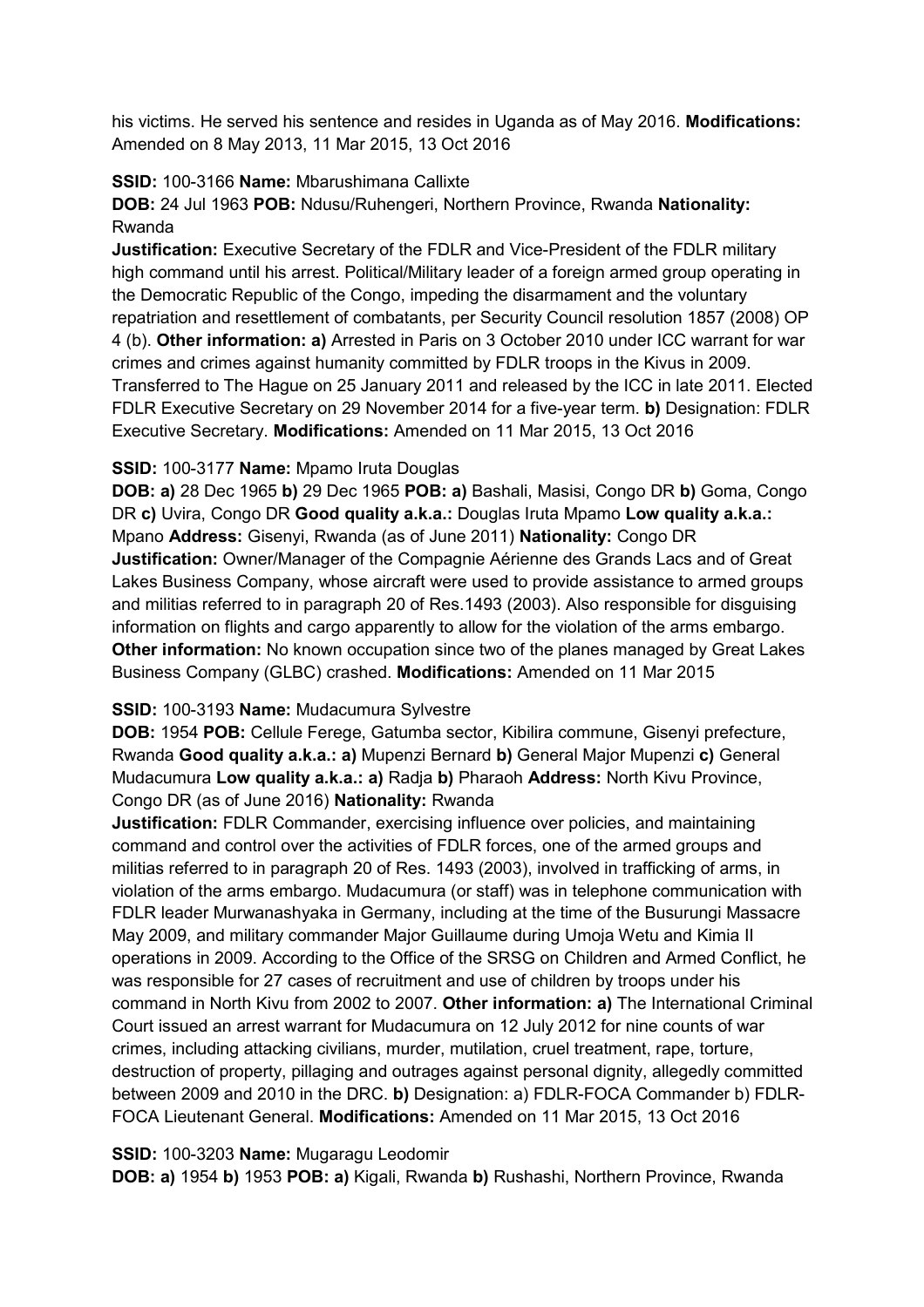his victims. He served his sentence and resides in Uganda as of May 2016. **Modifications:** Amended on 8 May 2013, 11 Mar 2015, 13 Oct 2016

**SSID:** 100-3166 **Name:** Mbarushimana Callixte

**DOB:** 24 Jul 1963 **POB:** Ndusu/Ruhengeri, Northern Province, Rwanda **Nationality:** Rwanda

**Justification:** Executive Secretary of the FDLR and Vice-President of the FDLR military high command until his arrest. Political/Military leader of a foreign armed group operating in the Democratic Republic of the Congo, impeding the disarmament and the voluntary repatriation and resettlement of combatants, per Security Council resolution 1857 (2008) OP 4 (b). **Other information: a)** Arrested in Paris on 3 October 2010 under ICC warrant for war crimes and crimes against humanity committed by FDLR troops in the Kivus in 2009. Transferred to The Hague on 25 January 2011 and released by the ICC in late 2011. Elected FDLR Executive Secretary on 29 November 2014 for a five-year term. **b)** Designation: FDLR Executive Secretary. **Modifications:** Amended on 11 Mar 2015, 13 Oct 2016

**SSID:** 100-3177 **Name:** Mpamo Iruta Douglas

**DOB: a)** 28 Dec 1965 **b)** 29 Dec 1965 **POB: a)** Bashali, Masisi, Congo DR **b)** Goma, Congo DR **c)** Uvira, Congo DR **Good quality a.k.a.:** Douglas Iruta Mpamo **Low quality a.k.a.:** Mpano **Address:** Gisenyi, Rwanda (as of June 2011) **Nationality:** Congo DR

**Justification:** Owner/Manager of the Compagnie Aérienne des Grands Lacs and of Great Lakes Business Company, whose aircraft were used to provide assistance to armed groups and militias referred to in paragraph 20 of Res.1493 (2003). Also responsible for disguising information on flights and cargo apparently to allow for the violation of the arms embargo. **Other information:** No known occupation since two of the planes managed by Great Lakes Business Company (GLBC) crashed. **Modifications:** Amended on 11 Mar 2015

**SSID:** 100-3193 **Name:** Mudacumura Sylvestre

**DOB:** 1954 **POB:** Cellule Ferege, Gatumba sector, Kibilira commune, Gisenyi prefecture, Rwanda **Good quality a.k.a.: a)** Mupenzi Bernard **b)** General Major Mupenzi **c)** General Mudacumura **Low quality a.k.a.: a)** Radja **b)** Pharaoh **Address:** North Kivu Province, Congo DR (as of June 2016) **Nationality:** Rwanda

**Justification:** FDLR Commander, exercising influence over policies, and maintaining command and control over the activities of FDLR forces, one of the armed groups and militias referred to in paragraph 20 of Res. 1493 (2003), involved in trafficking of arms, in violation of the arms embargo. Mudacumura (or staff) was in telephone communication with FDLR leader Murwanashyaka in Germany, including at the time of the Busurungi Massacre May 2009, and military commander Major Guillaume during Umoja Wetu and Kimia II operations in 2009. According to the Office of the SRSG on Children and Armed Conflict, he was responsible for 27 cases of recruitment and use of children by troops under his command in North Kivu from 2002 to 2007. **Other information: a)** The International Criminal Court issued an arrest warrant for Mudacumura on 12 July 2012 for nine counts of war crimes, including attacking civilians, murder, mutilation, cruel treatment, rape, torture, destruction of property, pillaging and outrages against personal dignity, allegedly committed between 2009 and 2010 in the DRC. **b)** Designation: a) FDLR-FOCA Commander b) FDLR-FOCA Lieutenant General. **Modifications:** Amended on 11 Mar 2015, 13 Oct 2016

**SSID:** 100-3203 **Name:** Mugaragu Leodomir

**DOB: a)** 1954 **b)** 1953 **POB: a)** Kigali, Rwanda **b)** Rushashi, Northern Province, Rwanda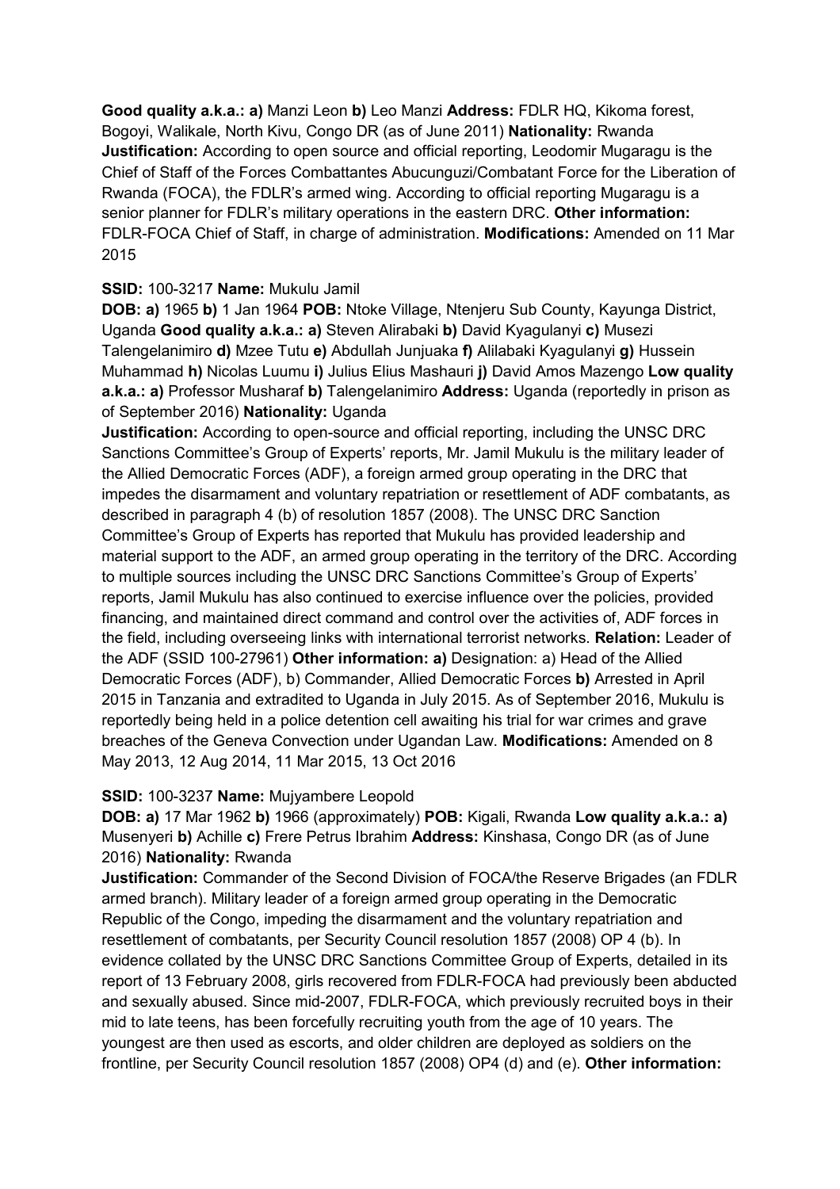**Good quality a.k.a.: a)** Manzi Leon **b)** Leo Manzi **Address:** FDLR HQ, Kikoma forest, Bogoyi, Walikale, North Kivu, Congo DR (as of June 2011) **Nationality:** Rwanda
**Justification:** According to open source and official reporting, Leodomir Mugaragu is the Chief of Staff of the Forces Combattantes Abucunguzi/Combatant Force for the Liberation of Rwanda (FOCA), the FDLR's armed wing. According to official reporting Mugaragu is a senior planner for FDLR's military operations in the eastern DRC. **Other information:** FDLR-FOCA Chief of Staff, in charge of administration. **Modifications:** Amended on 11 Mar 2015

**SSID:** 100-3217 **Name:** Mukulu Jamil
**DOB: a)** 1965 **b)** 1 Jan 1964 **POB:** Ntoke Village, Ntenjeru Sub County, Kayunga District, Uganda **Good quality a.k.a.: a)** Steven Alirabaki **b)** David Kyagulanyi **c)** Musezi Talengelanimiro **d)** Mzee Tutu **e)** Abdullah Junjuaka **f)** Alilabaki Kyagulanyi **g)** Hussein Muhammad **h)** Nicolas Luumu **i)** Julius Elius Mashauri **j)** David Amos Mazengo **Low quality a.k.a.: a)** Professor Musharaf **b)** Talengelanimiro **Address:** Uganda (reportedly in prison as of September 2016) **Nationality:** Uganda
**Justification:** According to open-source and official reporting, including the UNSC DRC Sanctions Committee's Group of Experts' reports, Mr. Jamil Mukulu is the military leader of the Allied Democratic Forces (ADF), a foreign armed group operating in the DRC that impedes the disarmament and voluntary repatriation or resettlement of ADF combatants, as described in paragraph 4 (b) of resolution 1857 (2008). The UNSC DRC Sanction Committee's Group of Experts has reported that Mukulu has provided leadership and material support to the ADF, an armed group operating in the territory of the DRC. According to multiple sources including the UNSC DRC Sanctions Committee's Group of Experts' reports, Jamil Mukulu has also continued to exercise influence over the policies, provided financing, and maintained direct command and control over the activities of, ADF forces in the field, including overseeing links with international terrorist networks. **Relation:** Leader of the ADF (SSID 100-27961) **Other information: a)** Designation: a) Head of the Allied Democratic Forces (ADF), b) Commander, Allied Democratic Forces **b)** Arrested in April 2015 in Tanzania and extradited to Uganda in July 2015. As of September 2016, Mukulu is reportedly being held in a police detention cell awaiting his trial for war crimes and grave breaches of the Geneva Convection under Ugandan Law. **Modifications:** Amended on 8 May 2013, 12 Aug 2014, 11 Mar 2015, 13 Oct 2016

**SSID:** 100-3237 **Name:** Mujyambere Leopold
**DOB: a)** 17 Mar 1962 **b)** 1966 (approximately) **POB:** Kigali, Rwanda **Low quality a.k.a.: a)** Musenyeri **b)** Achille **c)** Frere Petrus Ibrahim **Address:** Kinshasa, Congo DR (as of June 2016) **Nationality:** Rwanda
**Justification:** Commander of the Second Division of FOCA/the Reserve Brigades (an FDLR armed branch). Military leader of a foreign armed group operating in the Democratic Republic of the Congo, impeding the disarmament and the voluntary repatriation and resettlement of combatants, per Security Council resolution 1857 (2008) OP 4 (b). In evidence collated by the UNSC DRC Sanctions Committee Group of Experts, detailed in its report of 13 February 2008, girls recovered from FDLR-FOCA had previously been abducted and sexually abused. Since mid-2007, FDLR-FOCA, which previously recruited boys in their mid to late teens, has been forcefully recruiting youth from the age of 10 years. The youngest are then used as escorts, and older children are deployed as soldiers on the frontline, per Security Council resolution 1857 (2008) OP4 (d) and (e). **Other information:**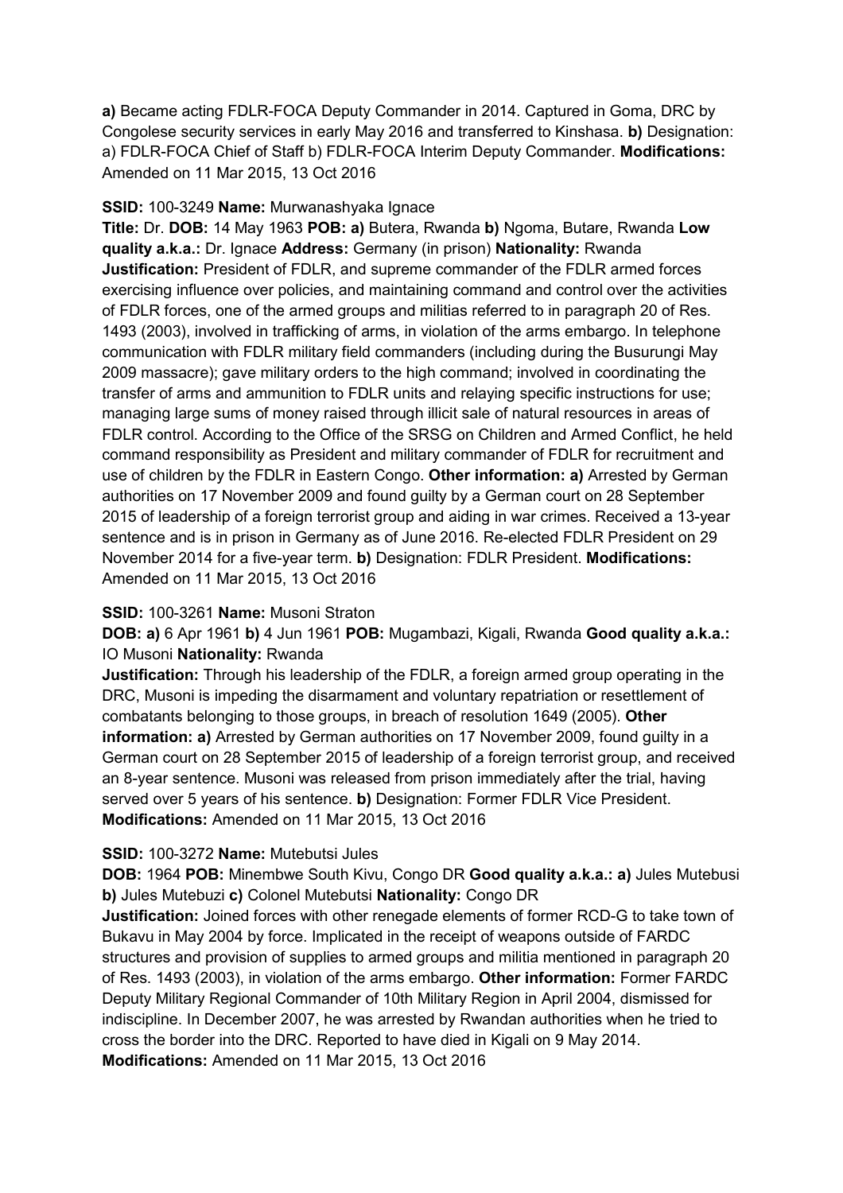**a)** Became acting FDLR-FOCA Deputy Commander in 2014. Captured in Goma, DRC by Congolese security services in early May 2016 and transferred to Kinshasa. **b)** Designation: a) FDLR-FOCA Chief of Staff b) FDLR-FOCA Interim Deputy Commander. **Modifications:** Amended on 11 Mar 2015, 13 Oct 2016

**SSID:** 100-3249 **Name:** Murwanashyaka Ignace

**Title:** Dr. **DOB:** 14 May 1963 **POB: a)** Butera, Rwanda **b)** Ngoma, Butare, Rwanda **Low quality a.k.a.:** Dr. Ignace **Address:** Germany (in prison) **Nationality:** Rwanda
**Justification:** President of FDLR, and supreme commander of the FDLR armed forces exercising influence over policies, and maintaining command and control over the activities of FDLR forces, one of the armed groups and militias referred to in paragraph 20 of Res. 1493 (2003), involved in trafficking of arms, in violation of the arms embargo. In telephone communication with FDLR military field commanders (including during the Busurungi May 2009 massacre); gave military orders to the high command; involved in coordinating the transfer of arms and ammunition to FDLR units and relaying specific instructions for use; managing large sums of money raised through illicit sale of natural resources in areas of FDLR control. According to the Office of the SRSG on Children and Armed Conflict, he held command responsibility as President and military commander of FDLR for recruitment and use of children by the FDLR in Eastern Congo. **Other information: a)** Arrested by German authorities on 17 November 2009 and found guilty by a German court on 28 September 2015 of leadership of a foreign terrorist group and aiding in war crimes. Received a 13-year sentence and is in prison in Germany as of June 2016. Re-elected FDLR President on 29 November 2014 for a five-year term. **b)** Designation: FDLR President. **Modifications:** Amended on 11 Mar 2015, 13 Oct 2016

**SSID:** 100-3261 **Name:** Musoni Straton

**DOB: a)** 6 Apr 1961 **b)** 4 Jun 1961 **POB:** Mugambazi, Kigali, Rwanda **Good quality a.k.a.:** IO Musoni **Nationality:** Rwanda
**Justification:** Through his leadership of the FDLR, a foreign armed group operating in the DRC, Musoni is impeding the disarmament and voluntary repatriation or resettlement of combatants belonging to those groups, in breach of resolution 1649 (2005). **Other information: a)** Arrested by German authorities on 17 November 2009, found guilty in a German court on 28 September 2015 of leadership of a foreign terrorist group, and received an 8-year sentence. Musoni was released from prison immediately after the trial, having served over 5 years of his sentence. **b)** Designation: Former FDLR Vice President. **Modifications:** Amended on 11 Mar 2015, 13 Oct 2016

**SSID:** 100-3272 **Name:** Mutebutsi Jules

**DOB:** 1964 **POB:** Minembwe South Kivu, Congo DR **Good quality a.k.a.: a)** Jules Mutebusi **b)** Jules Mutebuzi **c)** Colonel Mutebutsi **Nationality:** Congo DR
**Justification:** Joined forces with other renegade elements of former RCD-G to take town of Bukavu in May 2004 by force. Implicated in the receipt of weapons outside of FARDC structures and provision of supplies to armed groups and militia mentioned in paragraph 20 of Res. 1493 (2003), in violation of the arms embargo. **Other information:** Former FARDC Deputy Military Regional Commander of 10th Military Region in April 2004, dismissed for indiscipline. In December 2007, he was arrested by Rwandan authorities when he tried to cross the border into the DRC. Reported to have died in Kigali on 9 May 2014. **Modifications:** Amended on 11 Mar 2015, 13 Oct 2016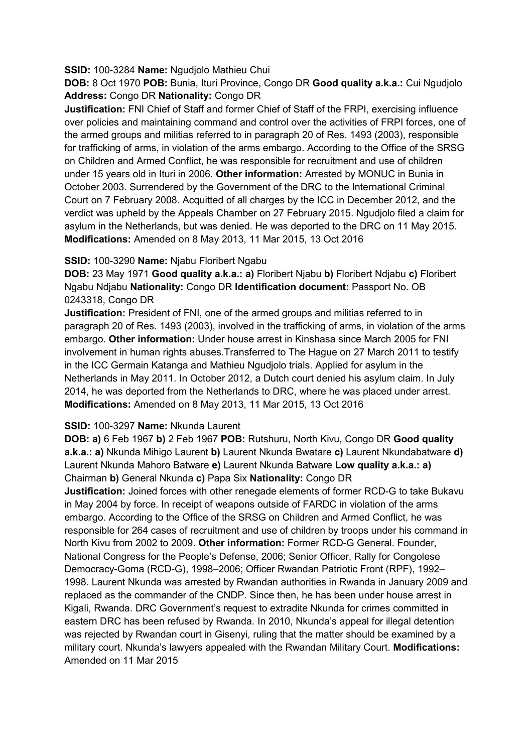**SSID:** 100-3284 **Name:** Ngudjolo Mathieu Chui

**DOB:** 8 Oct 1970 **POB:** Bunia, Ituri Province, Congo DR **Good quality a.k.a.:** Cui Ngudjolo **Address:** Congo DR **Nationality:** Congo DR

**Justification:** FNI Chief of Staff and former Chief of Staff of the FRPI, exercising influence over policies and maintaining command and control over the activities of FRPI forces, one of the armed groups and militias referred to in paragraph 20 of Res. 1493 (2003), responsible for trafficking of arms, in violation of the arms embargo. According to the Office of the SRSG on Children and Armed Conflict, he was responsible for recruitment and use of children under 15 years old in Ituri in 2006. **Other information:** Arrested by MONUC in Bunia in October 2003. Surrendered by the Government of the DRC to the International Criminal Court on 7 February 2008. Acquitted of all charges by the ICC in December 2012, and the verdict was upheld by the Appeals Chamber on 27 February 2015. Ngudjolo filed a claim for asylum in the Netherlands, but was denied. He was deported to the DRC on 11 May 2015. **Modifications:** Amended on 8 May 2013, 11 Mar 2015, 13 Oct 2016

**SSID:** 100-3290 **Name:** Njabu Floribert Ngabu

**DOB:** 23 May 1971 **Good quality a.k.a.: a)** Floribert Njabu **b)** Floribert Ndjabu **c)** Floribert Ngabu Ndjabu **Nationality:** Congo DR **Identification document:** Passport No. OB 0243318, Congo DR

**Justification:** President of FNI, one of the armed groups and militias referred to in paragraph 20 of Res. 1493 (2003), involved in the trafficking of arms, in violation of the arms embargo. **Other information:** Under house arrest in Kinshasa since March 2005 for FNI involvement in human rights abuses.Transferred to The Hague on 27 March 2011 to testify in the ICC Germain Katanga and Mathieu Ngudjolo trials. Applied for asylum in the Netherlands in May 2011. In October 2012, a Dutch court denied his asylum claim. In July 2014, he was deported from the Netherlands to DRC, where he was placed under arrest. **Modifications:** Amended on 8 May 2013, 11 Mar 2015, 13 Oct 2016

**SSID:** 100-3297 **Name:** Nkunda Laurent

**DOB: a)** 6 Feb 1967 **b)** 2 Feb 1967 **POB:** Rutshuru, North Kivu, Congo DR **Good quality a.k.a.: a)** Nkunda Mihigo Laurent **b)** Laurent Nkunda Bwatare **c)** Laurent Nkundabatware **d)** Laurent Nkunda Mahoro Batware **e)** Laurent Nkunda Batware **Low quality a.k.a.: a)** Chairman **b)** General Nkunda **c)** Papa Six **Nationality:** Congo DR

**Justification:** Joined forces with other renegade elements of former RCD-G to take Bukavu in May 2004 by force. In receipt of weapons outside of FARDC in violation of the arms embargo. According to the Office of the SRSG on Children and Armed Conflict, he was responsible for 264 cases of recruitment and use of children by troops under his command in North Kivu from 2002 to 2009. **Other information:** Former RCD-G General. Founder, National Congress for the People's Defense, 2006; Senior Officer, Rally for Congolese Democracy-Goma (RCD-G), 1998–2006; Officer Rwandan Patriotic Front (RPF), 1992–1998. Laurent Nkunda was arrested by Rwandan authorities in Rwanda in January 2009 and replaced as the commander of the CNDP. Since then, he has been under house arrest in Kigali, Rwanda. DRC Government's request to extradite Nkunda for crimes committed in eastern DRC has been refused by Rwanda. In 2010, Nkunda's appeal for illegal detention was rejected by Rwandan court in Gisenyi, ruling that the matter should be examined by a military court. Nkunda's lawyers appealed with the Rwandan Military Court. **Modifications:** Amended on 11 Mar 2015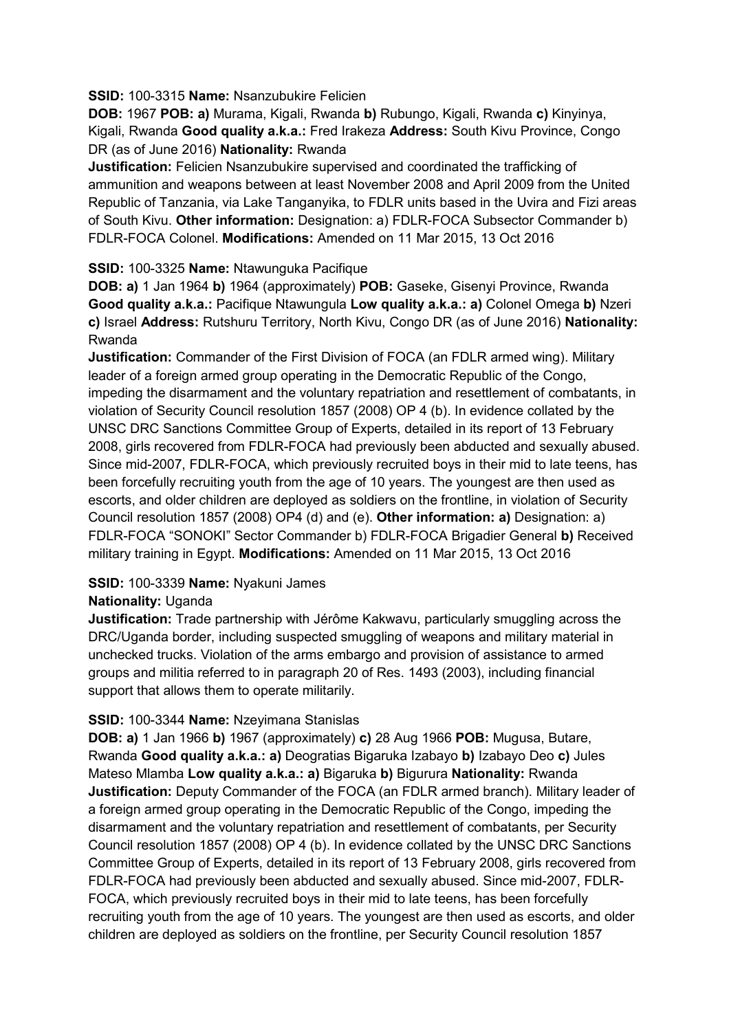**SSID:** 100-3315 **Name:** Nsanzubukire Felicien

**DOB:** 1967 **POB:** **a)** Murama, Kigali, Rwanda **b)** Rubungo, Kigali, Rwanda **c)** Kinyinya, Kigali, Rwanda **Good quality a.k.a.:** Fred Irakeza **Address:** South Kivu Province, Congo DR (as of June 2016) **Nationality:** Rwanda

**Justification:** Felicien Nsanzubukire supervised and coordinated the trafficking of ammunition and weapons between at least November 2008 and April 2009 from the United Republic of Tanzania, via Lake Tanganyika, to FDLR units based in the Uvira and Fizi areas of South Kivu. **Other information:** Designation: a) FDLR-FOCA Subsector Commander b) FDLR-FOCA Colonel. **Modifications:** Amended on 11 Mar 2015, 13 Oct 2016

**SSID:** 100-3325 **Name:** Ntawunguka Pacifique

**DOB:** **a)** 1 Jan 1964 **b)** 1964 (approximately) **POB:** Gaseke, Gisenyi Province, Rwanda **Good quality a.k.a.:** Pacifique Ntawungula **Low quality a.k.a.:** **a)** Colonel Omega **b)** Nzeri **c)** Israel **Address:** Rutshuru Territory, North Kivu, Congo DR (as of June 2016) **Nationality:** Rwanda

**Justification:** Commander of the First Division of FOCA (an FDLR armed wing). Military leader of a foreign armed group operating in the Democratic Republic of the Congo, impeding the disarmament and the voluntary repatriation and resettlement of combatants, in violation of Security Council resolution 1857 (2008) OP 4 (b). In evidence collated by the UNSC DRC Sanctions Committee Group of Experts, detailed in its report of 13 February 2008, girls recovered from FDLR-FOCA had previously been abducted and sexually abused. Since mid-2007, FDLR-FOCA, which previously recruited boys in their mid to late teens, has been forcefully recruiting youth from the age of 10 years. The youngest are then used as escorts, and older children are deployed as soldiers on the frontline, in violation of Security Council resolution 1857 (2008) OP4 (d) and (e). **Other information:** **a)** Designation: a) FDLR-FOCA "SONOKI" Sector Commander b) FDLR-FOCA Brigadier General **b)** Received military training in Egypt. **Modifications:** Amended on 11 Mar 2015, 13 Oct 2016

**SSID:** 100-3339 **Name:** Nyakuni James

**Nationality:** Uganda

**Justification:** Trade partnership with Jérôme Kakwavu, particularly smuggling across the DRC/Uganda border, including suspected smuggling of weapons and military material in unchecked trucks. Violation of the arms embargo and provision of assistance to armed groups and militia referred to in paragraph 20 of Res. 1493 (2003), including financial support that allows them to operate militarily.

**SSID:** 100-3344 **Name:** Nzeyimana Stanislas

**DOB:** **a)** 1 Jan 1966 **b)** 1967 (approximately) **c)** 28 Aug 1966 **POB:** Mugusa, Butare, Rwanda **Good quality a.k.a.:** **a)** Deogratias Bigaruka Izabayo **b)** Izabayo Deo **c)** Jules Mateso Mlamba **Low quality a.k.a.:** **a)** Bigaruka **b)** Bigurura **Nationality:** Rwanda

**Justification:** Deputy Commander of the FOCA (an FDLR armed branch). Military leader of a foreign armed group operating in the Democratic Republic of the Congo, impeding the disarmament and the voluntary repatriation and resettlement of combatants, per Security Council resolution 1857 (2008) OP 4 (b). In evidence collated by the UNSC DRC Sanctions Committee Group of Experts, detailed in its report of 13 February 2008, girls recovered from FDLR-FOCA had previously been abducted and sexually abused. Since mid-2007, FDLR-FOCA, which previously recruited boys in their mid to late teens, has been forcefully recruiting youth from the age of 10 years. The youngest are then used as escorts, and older children are deployed as soldiers on the frontline, per Security Council resolution 1857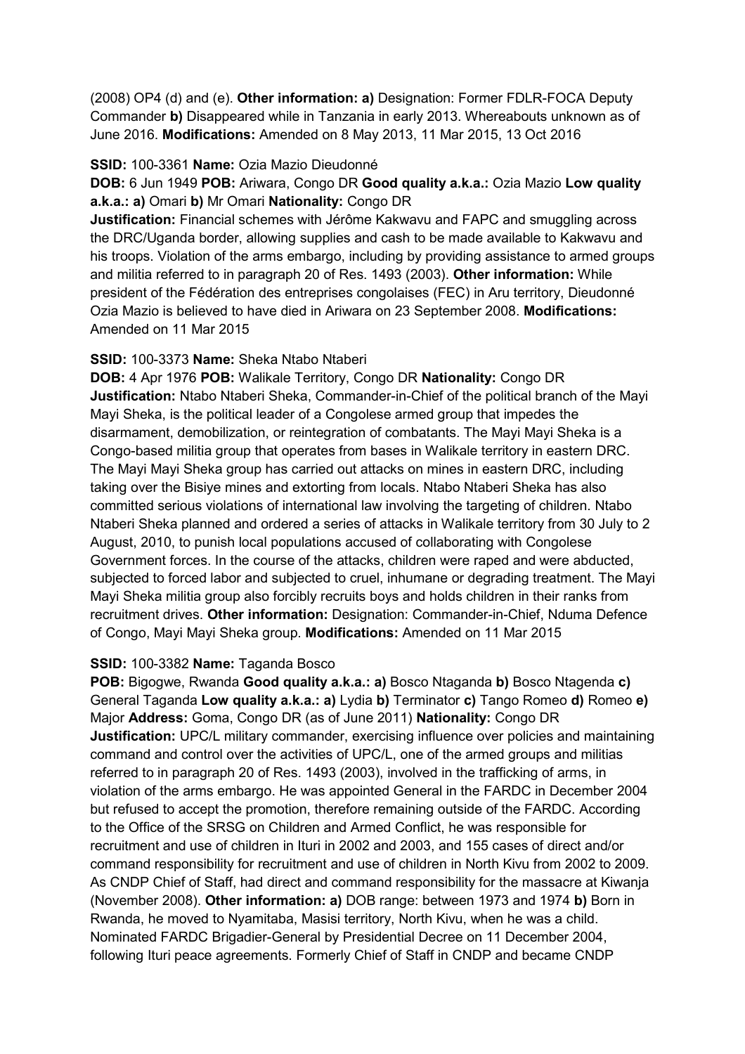(2008) OP4 (d) and (e). **Other information: a)** Designation: Former FDLR-FOCA Deputy Commander **b)** Disappeared while in Tanzania in early 2013. Whereabouts unknown as of June 2016. **Modifications:** Amended on 8 May 2013, 11 Mar 2015, 13 Oct 2016

**SSID:** 100-3361 **Name:** Ozia Mazio Dieudonné

**DOB:** 6 Jun 1949 **POB:** Ariwara, Congo DR **Good quality a.k.a.:** Ozia Mazio **Low quality a.k.a.: a)** Omari **b)** Mr Omari **Nationality:** Congo DR

**Justification:** Financial schemes with Jérôme Kakwavu and FAPC and smuggling across the DRC/Uganda border, allowing supplies and cash to be made available to Kakwavu and his troops. Violation of the arms embargo, including by providing assistance to armed groups and militia referred to in paragraph 20 of Res. 1493 (2003). **Other information:** While president of the Fédération des entreprises congolaises (FEC) in Aru territory, Dieudonné Ozia Mazio is believed to have died in Ariwara on 23 September 2008. **Modifications:** Amended on 11 Mar 2015

**SSID:** 100-3373 **Name:** Sheka Ntabo Ntaberi

**DOB:** 4 Apr 1976 **POB:** Walikale Territory, Congo DR **Nationality:** Congo DR

**Justification:** Ntabo Ntaberi Sheka, Commander-in-Chief of the political branch of the Mayi Mayi Sheka, is the political leader of a Congolese armed group that impedes the disarmament, demobilization, or reintegration of combatants. The Mayi Mayi Sheka is a Congo-based militia group that operates from bases in Walikale territory in eastern DRC. The Mayi Mayi Sheka group has carried out attacks on mines in eastern DRC, including taking over the Bisiye mines and extorting from locals. Ntabo Ntaberi Sheka has also committed serious violations of international law involving the targeting of children. Ntabo Ntaberi Sheka planned and ordered a series of attacks in Walikale territory from 30 July to 2 August, 2010, to punish local populations accused of collaborating with Congolese Government forces. In the course of the attacks, children were raped and were abducted, subjected to forced labor and subjected to cruel, inhumane or degrading treatment. The Mayi Mayi Sheka militia group also forcibly recruits boys and holds children in their ranks from recruitment drives. **Other information:** Designation: Commander-in-Chief, Nduma Defence of Congo, Mayi Mayi Sheka group. **Modifications:** Amended on 11 Mar 2015

**SSID:** 100-3382 **Name:** Taganda Bosco

**POB:** Bigogwe, Rwanda **Good quality a.k.a.: a)** Bosco Ntaganda **b)** Bosco Ntagenda **c)** General Taganda **Low quality a.k.a.: a)** Lydia **b)** Terminator **c)** Tango Romeo **d)** Romeo **e)** Major **Address:** Goma, Congo DR (as of June 2011) **Nationality:** Congo DR

**Justification:** UPC/L military commander, exercising influence over policies and maintaining command and control over the activities of UPC/L, one of the armed groups and militias referred to in paragraph 20 of Res. 1493 (2003), involved in the trafficking of arms, in violation of the arms embargo. He was appointed General in the FARDC in December 2004 but refused to accept the promotion, therefore remaining outside of the FARDC. According to the Office of the SRSG on Children and Armed Conflict, he was responsible for recruitment and use of children in Ituri in 2002 and 2003, and 155 cases of direct and/or command responsibility for recruitment and use of children in North Kivu from 2002 to 2009. As CNDP Chief of Staff, had direct and command responsibility for the massacre at Kiwanja (November 2008). **Other information: a)** DOB range: between 1973 and 1974 **b)** Born in Rwanda, he moved to Nyamitaba, Masisi territory, North Kivu, when he was a child. Nominated FARDC Brigadier-General by Presidential Decree on 11 December 2004, following Ituri peace agreements. Formerly Chief of Staff in CNDP and became CNDP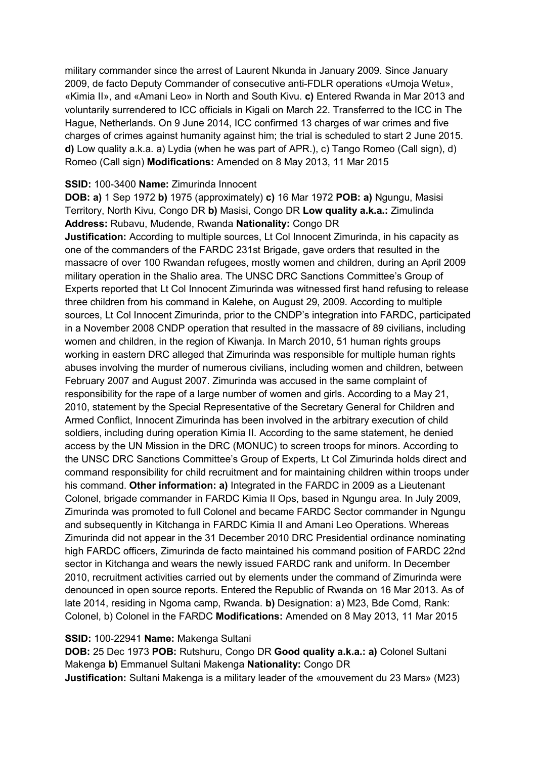military commander since the arrest of Laurent Nkunda in January 2009. Since January 2009, de facto Deputy Commander of consecutive anti-FDLR operations «Umoja Wetu», «Kimia II», and «Amani Leo» in North and South Kivu. **c)** Entered Rwanda in Mar 2013 and voluntarily surrendered to ICC officials in Kigali on March 22. Transferred to the ICC in The Hague, Netherlands. On 9 June 2014, ICC confirmed 13 charges of war crimes and five charges of crimes against humanity against him; the trial is scheduled to start 2 June 2015. **d)** Low quality a.k.a. a) Lydia (when he was part of APR.), c) Tango Romeo (Call sign), d) Romeo (Call sign) **Modifications:** Amended on 8 May 2013, 11 Mar 2015

**SSID:** 100-3400 **Name:** Zimurinda Innocent

**DOB: a)** 1 Sep 1972 **b)** 1975 (approximately) **c)** 16 Mar 1972 **POB: a)** Ngungu, Masisi Territory, North Kivu, Congo DR **b)** Masisi, Congo DR **Low quality a.k.a.:** Zimulinda **Address:** Rubavu, Mudende, Rwanda **Nationality:** Congo DR

**Justification:** According to multiple sources, Lt Col Innocent Zimurinda, in his capacity as one of the commanders of the FARDC 231st Brigade, gave orders that resulted in the massacre of over 100 Rwandan refugees, mostly women and children, during an April 2009 military operation in the Shalio area. The UNSC DRC Sanctions Committee's Group of Experts reported that Lt Col Innocent Zimurinda was witnessed first hand refusing to release three children from his command in Kalehe, on August 29, 2009. According to multiple sources, Lt Col Innocent Zimurinda, prior to the CNDP's integration into FARDC, participated in a November 2008 CNDP operation that resulted in the massacre of 89 civilians, including women and children, in the region of Kiwanja. In March 2010, 51 human rights groups working in eastern DRC alleged that Zimurinda was responsible for multiple human rights abuses involving the murder of numerous civilians, including women and children, between February 2007 and August 2007. Zimurinda was accused in the same complaint of responsibility for the rape of a large number of women and girls. According to a May 21, 2010, statement by the Special Representative of the Secretary General for Children and Armed Conflict, Innocent Zimurinda has been involved in the arbitrary execution of child soldiers, including during operation Kimia II. According to the same statement, he denied access by the UN Mission in the DRC (MONUC) to screen troops for minors. According to the UNSC DRC Sanctions Committee's Group of Experts, Lt Col Zimurinda holds direct and command responsibility for child recruitment and for maintaining children within troops under his command. **Other information: a)** Integrated in the FARDC in 2009 as a Lieutenant Colonel, brigade commander in FARDC Kimia II Ops, based in Ngungu area. In July 2009, Zimurinda was promoted to full Colonel and became FARDC Sector commander in Ngungu and subsequently in Kitchanga in FARDC Kimia II and Amani Leo Operations. Whereas Zimurinda did not appear in the 31 December 2010 DRC Presidential ordinance nominating high FARDC officers, Zimurinda de facto maintained his command position of FARDC 22nd sector in Kitchanga and wears the newly issued FARDC rank and uniform. In December 2010, recruitment activities carried out by elements under the command of Zimurinda were denounced in open source reports. Entered the Republic of Rwanda on 16 Mar 2013. As of late 2014, residing in Ngoma camp, Rwanda. **b)** Designation: a) M23, Bde Comd, Rank: Colonel, b) Colonel in the FARDC **Modifications:** Amended on 8 May 2013, 11 Mar 2015

**SSID:** 100-22941 **Name:** Makenga Sultani

**DOB:** 25 Dec 1973 **POB:** Rutshuru, Congo DR **Good quality a.k.a.: a)** Colonel Sultani Makenga **b)** Emmanuel Sultani Makenga **Nationality:** Congo DR

**Justification:** Sultani Makenga is a military leader of the «mouvement du 23 Mars» (M23)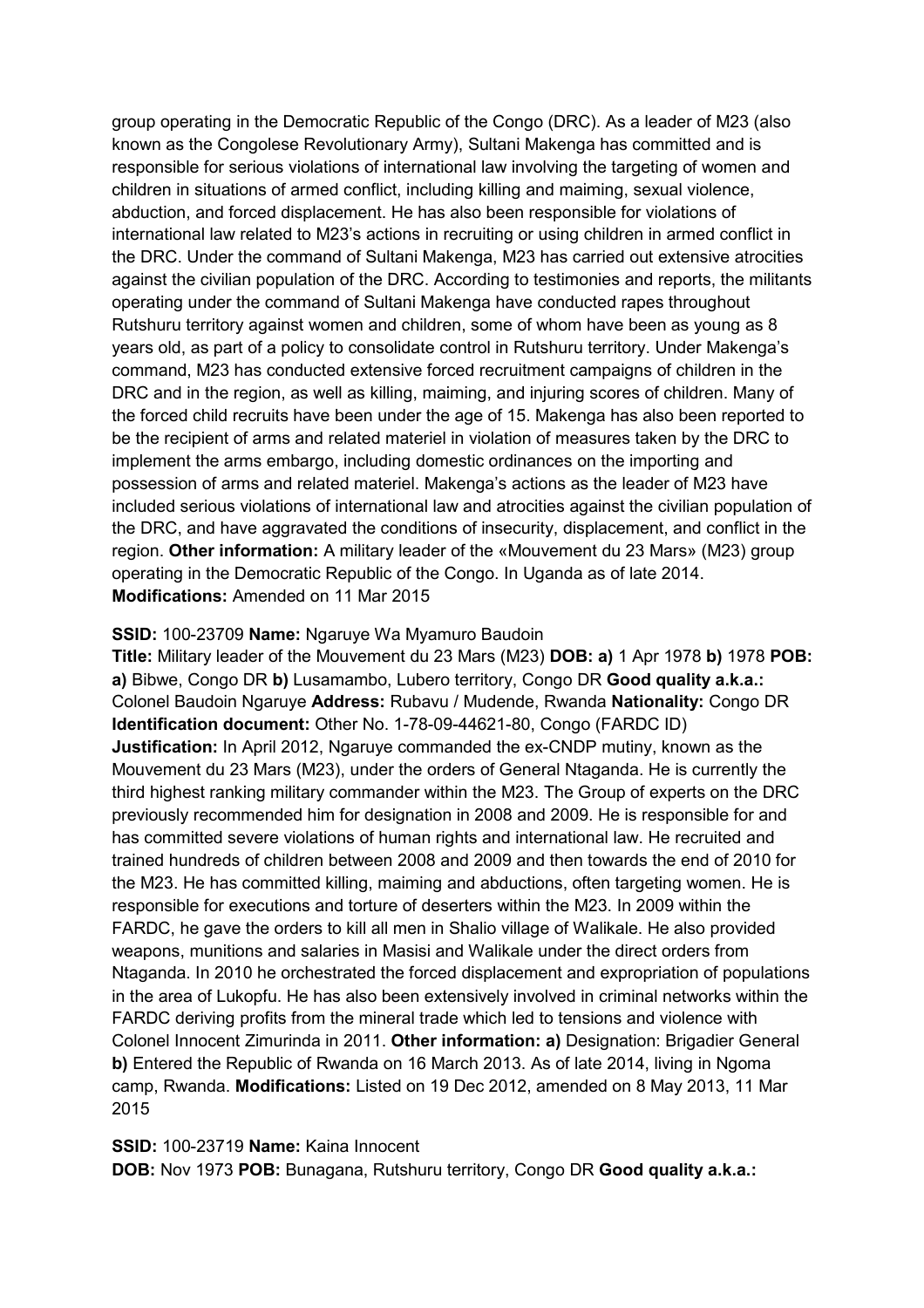group operating in the Democratic Republic of the Congo (DRC). As a leader of M23 (also known as the Congolese Revolutionary Army), Sultani Makenga has committed and is responsible for serious violations of international law involving the targeting of women and children in situations of armed conflict, including killing and maiming, sexual violence, abduction, and forced displacement. He has also been responsible for violations of international law related to M23's actions in recruiting or using children in armed conflict in the DRC. Under the command of Sultani Makenga, M23 has carried out extensive atrocities against the civilian population of the DRC. According to testimonies and reports, the militants operating under the command of Sultani Makenga have conducted rapes throughout Rutshuru territory against women and children, some of whom have been as young as 8 years old, as part of a policy to consolidate control in Rutshuru territory. Under Makenga's command, M23 has conducted extensive forced recruitment campaigns of children in the DRC and in the region, as well as killing, maiming, and injuring scores of children. Many of the forced child recruits have been under the age of 15. Makenga has also been reported to be the recipient of arms and related materiel in violation of measures taken by the DRC to implement the arms embargo, including domestic ordinances on the importing and possession of arms and related materiel. Makenga's actions as the leader of M23 have included serious violations of international law and atrocities against the civilian population of the DRC, and have aggravated the conditions of insecurity, displacement, and conflict in the region. **Other information:** A military leader of the «Mouvement du 23 Mars» (M23) group operating in the Democratic Republic of the Congo. In Uganda as of late 2014. **Modifications:** Amended on 11 Mar 2015

**SSID:** 100-23709 **Name:** Ngaruye Wa Myamuro Baudoin
**Title:** Military leader of the Mouvement du 23 Mars (M23) **DOB: a)** 1 Apr 1978 **b)** 1978 **POB: a)** Bibwe, Congo DR **b)** Lusamambo, Lubero territory, Congo DR **Good quality a.k.a.:** Colonel Baudoin Ngaruye **Address:** Rubavu / Mudende, Rwanda **Nationality:** Congo DR **Identification document:** Other No. 1-78-09-44621-80, Congo (FARDC ID)
**Justification:** In April 2012, Ngaruye commanded the ex-CNDP mutiny, known as the Mouvement du 23 Mars (M23), under the orders of General Ntaganda. He is currently the third highest ranking military commander within the M23. The Group of experts on the DRC previously recommended him for designation in 2008 and 2009. He is responsible for and has committed severe violations of human rights and international law. He recruited and trained hundreds of children between 2008 and 2009 and then towards the end of 2010 for the M23. He has committed killing, maiming and abductions, often targeting women. He is responsible for executions and torture of deserters within the M23. In 2009 within the FARDC, he gave the orders to kill all men in Shalio village of Walikale. He also provided weapons, munitions and salaries in Masisi and Walikale under the direct orders from Ntaganda. In 2010 he orchestrated the forced displacement and expropriation of populations in the area of Lukopfu. He has also been extensively involved in criminal networks within the FARDC deriving profits from the mineral trade which led to tensions and violence with Colonel Innocent Zimurinda in 2011. **Other information: a)** Designation: Brigadier General **b)** Entered the Republic of Rwanda on 16 March 2013. As of late 2014, living in Ngoma camp, Rwanda. **Modifications:** Listed on 19 Dec 2012, amended on 8 May 2013, 11 Mar 2015

**SSID:** 100-23719 **Name:** Kaina Innocent
**DOB:** Nov 1973 **POB:** Bunagana, Rutshuru territory, Congo DR **Good quality a.k.a.:**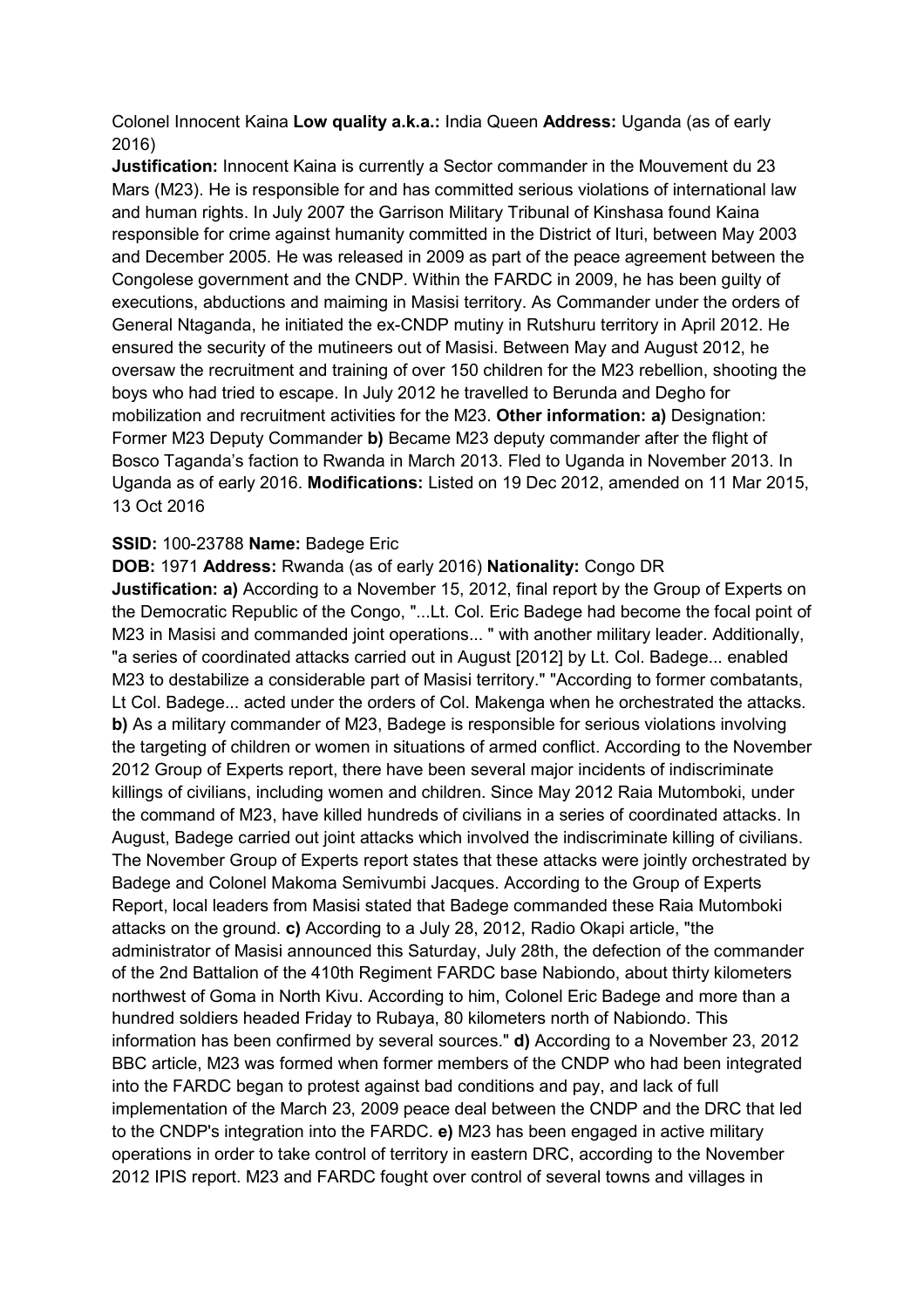Colonel Innocent Kaina **Low quality a.k.a.:** India Queen **Address:** Uganda (as of early 2016)

**Justification:** Innocent Kaina is currently a Sector commander in the Mouvement du 23 Mars (M23). He is responsible for and has committed serious violations of international law and human rights. In July 2007 the Garrison Military Tribunal of Kinshasa found Kaina responsible for crime against humanity committed in the District of Ituri, between May 2003 and December 2005. He was released in 2009 as part of the peace agreement between the Congolese government and the CNDP. Within the FARDC in 2009, he has been guilty of executions, abductions and maiming in Masisi territory. As Commander under the orders of General Ntaganda, he initiated the ex-CNDP mutiny in Rutshuru territory in April 2012. He ensured the security of the mutineers out of Masisi. Between May and August 2012, he oversaw the recruitment and training of over 150 children for the M23 rebellion, shooting the boys who had tried to escape. In July 2012 he travelled to Berunda and Degho for mobilization and recruitment activities for the M23. **Other information: a)** Designation: Former M23 Deputy Commander **b)** Became M23 deputy commander after the flight of Bosco Taganda's faction to Rwanda in March 2013. Fled to Uganda in November 2013. In Uganda as of early 2016. **Modifications:** Listed on 19 Dec 2012, amended on 11 Mar 2015, 13 Oct 2016

**SSID:** 100-23788 **Name:** Badege Eric

**DOB:** 1971 **Address:** Rwanda (as of early 2016) **Nationality:** Congo DR

**Justification: a)** According to a November 15, 2012, final report by the Group of Experts on the Democratic Republic of the Congo, "...Lt. Col. Eric Badege had become the focal point of M23 in Masisi and commanded joint operations... " with another military leader. Additionally, "a series of coordinated attacks carried out in August [2012] by Lt. Col. Badege... enabled M23 to destabilize a considerable part of Masisi territory." "According to former combatants, Lt Col. Badege... acted under the orders of Col. Makenga when he orchestrated the attacks. **b)** As a military commander of M23, Badege is responsible for serious violations involving the targeting of children or women in situations of armed conflict. According to the November 2012 Group of Experts report, there have been several major incidents of indiscriminate killings of civilians, including women and children. Since May 2012 Raia Mutomboki, under the command of M23, have killed hundreds of civilians in a series of coordinated attacks. In August, Badege carried out joint attacks which involved the indiscriminate killing of civilians. The November Group of Experts report states that these attacks were jointly orchestrated by Badege and Colonel Makoma Semivumbi Jacques. According to the Group of Experts Report, local leaders from Masisi stated that Badege commanded these Raia Mutomboki attacks on the ground. **c)** According to a July 28, 2012, Radio Okapi article, "the administrator of Masisi announced this Saturday, July 28th, the defection of the commander of the 2nd Battalion of the 410th Regiment FARDC base Nabiondo, about thirty kilometers northwest of Goma in North Kivu. According to him, Colonel Eric Badege and more than a hundred soldiers headed Friday to Rubaya, 80 kilometers north of Nabiondo. This information has been confirmed by several sources." **d)** According to a November 23, 2012 BBC article, M23 was formed when former members of the CNDP who had been integrated into the FARDC began to protest against bad conditions and pay, and lack of full implementation of the March 23, 2009 peace deal between the CNDP and the DRC that led to the CNDP's integration into the FARDC. **e)** M23 has been engaged in active military operations in order to take control of territory in eastern DRC, according to the November 2012 IPIS report. M23 and FARDC fought over control of several towns and villages in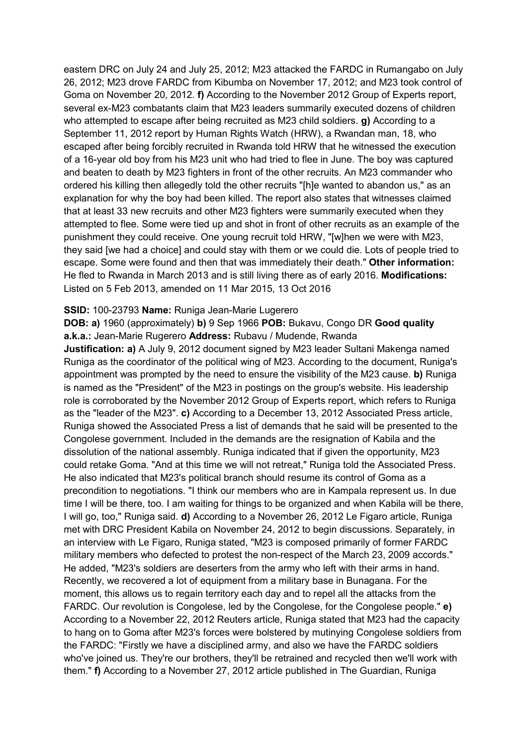eastern DRC on July 24 and July 25, 2012; M23 attacked the FARDC in Rumangabo on July 26, 2012; M23 drove FARDC from Kibumba on November 17, 2012; and M23 took control of Goma on November 20, 2012. **f)** According to the November 2012 Group of Experts report, several ex-M23 combatants claim that M23 leaders summarily executed dozens of children who attempted to escape after being recruited as M23 child soldiers. **g)** According to a September 11, 2012 report by Human Rights Watch (HRW), a Rwandan man, 18, who escaped after being forcibly recruited in Rwanda told HRW that he witnessed the execution of a 16-year old boy from his M23 unit who had tried to flee in June. The boy was captured and beaten to death by M23 fighters in front of the other recruits. An M23 commander who ordered his killing then allegedly told the other recruits "[h]e wanted to abandon us," as an explanation for why the boy had been killed. The report also states that witnesses claimed that at least 33 new recruits and other M23 fighters were summarily executed when they attempted to flee. Some were tied up and shot in front of other recruits as an example of the punishment they could receive. One young recruit told HRW, "[w]hen we were with M23, they said [we had a choice] and could stay with them or we could die. Lots of people tried to escape. Some were found and then that was immediately their death." **Other information:** He fled to Rwanda in March 2013 and is still living there as of early 2016. **Modifications:** Listed on 5 Feb 2013, amended on 11 Mar 2015, 13 Oct 2016

**SSID:** 100-23793 **Name:** Runiga Jean-Marie Lugerero

**DOB: a)** 1960 (approximately) **b)** 9 Sep 1966 **POB:** Bukavu, Congo DR **Good quality a.k.a.:** Jean-Marie Rugerero **Address:** Rubavu / Mudende, Rwanda

**Justification: a)** A July 9, 2012 document signed by M23 leader Sultani Makenga named Runiga as the coordinator of the political wing of M23. According to the document, Runiga's appointment was prompted by the need to ensure the visibility of the M23 cause. **b)** Runiga is named as the "President" of the M23 in postings on the group's website. His leadership role is corroborated by the November 2012 Group of Experts report, which refers to Runiga as the "leader of the M23". **c)** According to a December 13, 2012 Associated Press article, Runiga showed the Associated Press a list of demands that he said will be presented to the Congolese government. Included in the demands are the resignation of Kabila and the dissolution of the national assembly. Runiga indicated that if given the opportunity, M23 could retake Goma. "And at this time we will not retreat," Runiga told the Associated Press. He also indicated that M23's political branch should resume its control of Goma as a precondition to negotiations. "I think our members who are in Kampala represent us. In due time I will be there, too. I am waiting for things to be organized and when Kabila will be there, I will go, too," Runiga said. **d)** According to a November 26, 2012 Le Figaro article, Runiga met with DRC President Kabila on November 24, 2012 to begin discussions. Separately, in an interview with Le Figaro, Runiga stated, "M23 is composed primarily of former FARDC military members who defected to protest the non-respect of the March 23, 2009 accords." He added, "M23's soldiers are deserters from the army who left with their arms in hand. Recently, we recovered a lot of equipment from a military base in Bunagana. For the moment, this allows us to regain territory each day and to repel all the attacks from the FARDC. Our revolution is Congolese, led by the Congolese, for the Congolese people." **e)** According to a November 22, 2012 Reuters article, Runiga stated that M23 had the capacity to hang on to Goma after M23's forces were bolstered by mutinying Congolese soldiers from the FARDC: "Firstly we have a disciplined army, and also we have the FARDC soldiers who've joined us. They're our brothers, they'll be retrained and recycled then we'll work with them." **f)** According to a November 27, 2012 article published in The Guardian, Runiga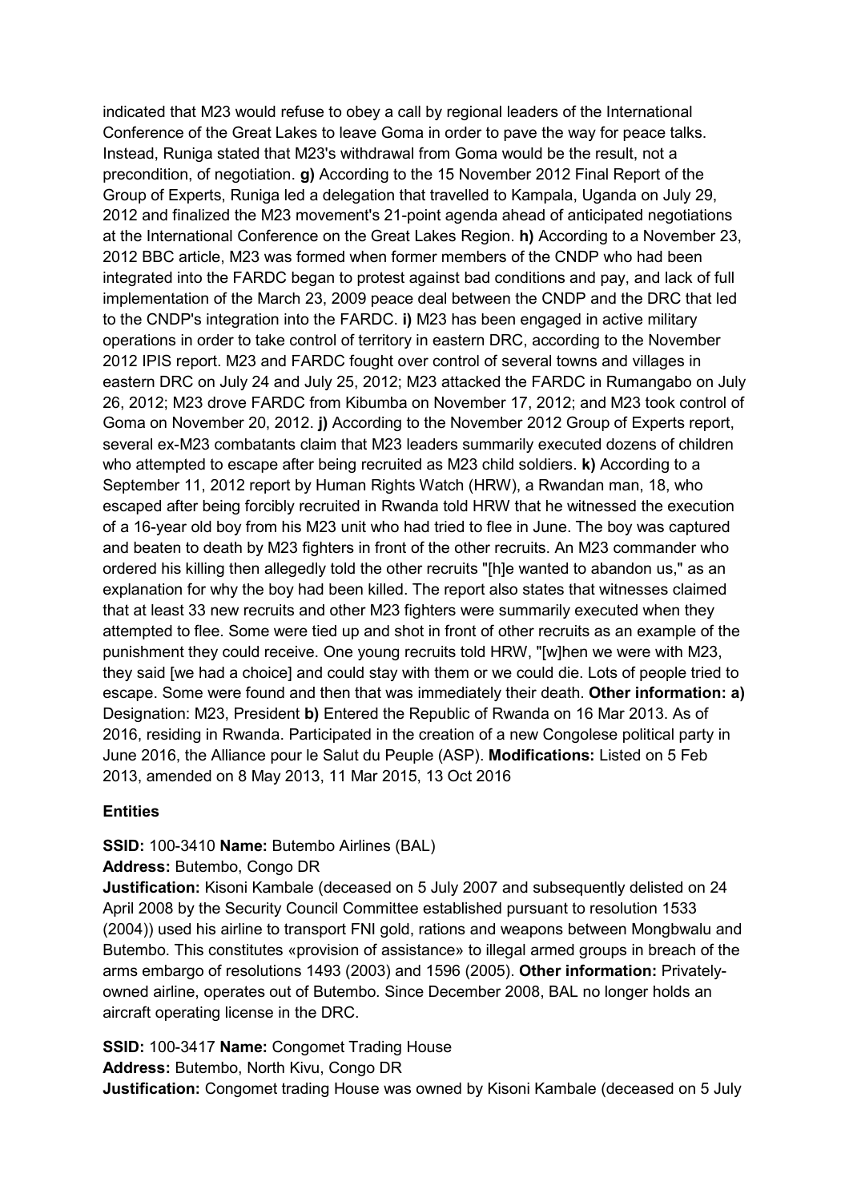indicated that M23 would refuse to obey a call by regional leaders of the International Conference of the Great Lakes to leave Goma in order to pave the way for peace talks. Instead, Runiga stated that M23's withdrawal from Goma would be the result, not a precondition, of negotiation. **g)** According to the 15 November 2012 Final Report of the Group of Experts, Runiga led a delegation that travelled to Kampala, Uganda on July 29, 2012 and finalized the M23 movement's 21-point agenda ahead of anticipated negotiations at the International Conference on the Great Lakes Region. **h)** According to a November 23, 2012 BBC article, M23 was formed when former members of the CNDP who had been integrated into the FARDC began to protest against bad conditions and pay, and lack of full implementation of the March 23, 2009 peace deal between the CNDP and the DRC that led to the CNDP's integration into the FARDC. **i)** M23 has been engaged in active military operations in order to take control of territory in eastern DRC, according to the November 2012 IPIS report. M23 and FARDC fought over control of several towns and villages in eastern DRC on July 24 and July 25, 2012; M23 attacked the FARDC in Rumangabo on July 26, 2012; M23 drove FARDC from Kibumba on November 17, 2012; and M23 took control of Goma on November 20, 2012. **j)** According to the November 2012 Group of Experts report, several ex-M23 combatants claim that M23 leaders summarily executed dozens of children who attempted to escape after being recruited as M23 child soldiers. **k)** According to a September 11, 2012 report by Human Rights Watch (HRW), a Rwandan man, 18, who escaped after being forcibly recruited in Rwanda told HRW that he witnessed the execution of a 16-year old boy from his M23 unit who had tried to flee in June. The boy was captured and beaten to death by M23 fighters in front of the other recruits. An M23 commander who ordered his killing then allegedly told the other recruits "[h]e wanted to abandon us," as an explanation for why the boy had been killed. The report also states that witnesses claimed that at least 33 new recruits and other M23 fighters were summarily executed when they attempted to flee. Some were tied up and shot in front of other recruits as an example of the punishment they could receive. One young recruits told HRW, "[w]hen we were with M23, they said [we had a choice] and could stay with them or we could die. Lots of people tried to escape. Some were found and then that was immediately their death. **Other information: a)** Designation: M23, President **b)** Entered the Republic of Rwanda on 16 Mar 2013. As of 2016, residing in Rwanda. Participated in the creation of a new Congolese political party in June 2016, the Alliance pour le Salut du Peuple (ASP). **Modifications:** Listed on 5 Feb 2013, amended on 8 May 2013, 11 Mar 2015, 13 Oct 2016

## Entities

**SSID:** 100-3410 **Name:** Butembo Airlines (BAL)
**Address:** Butembo, Congo DR
**Justification:** Kisoni Kambale (deceased on 5 July 2007 and subsequently delisted on 24 April 2008 by the Security Council Committee established pursuant to resolution 1533 (2004)) used his airline to transport FNI gold, rations and weapons between Mongbwalu and Butembo. This constitutes «provision of assistance» to illegal armed groups in breach of the arms embargo of resolutions 1493 (2003) and 1596 (2005). **Other information:** Privately-owned airline, operates out of Butembo. Since December 2008, BAL no longer holds an aircraft operating license in the DRC.

**SSID:** 100-3417 **Name:** Congomet Trading House
**Address:** Butembo, North Kivu, Congo DR
**Justification:** Congomet trading House was owned by Kisoni Kambale (deceased on 5 July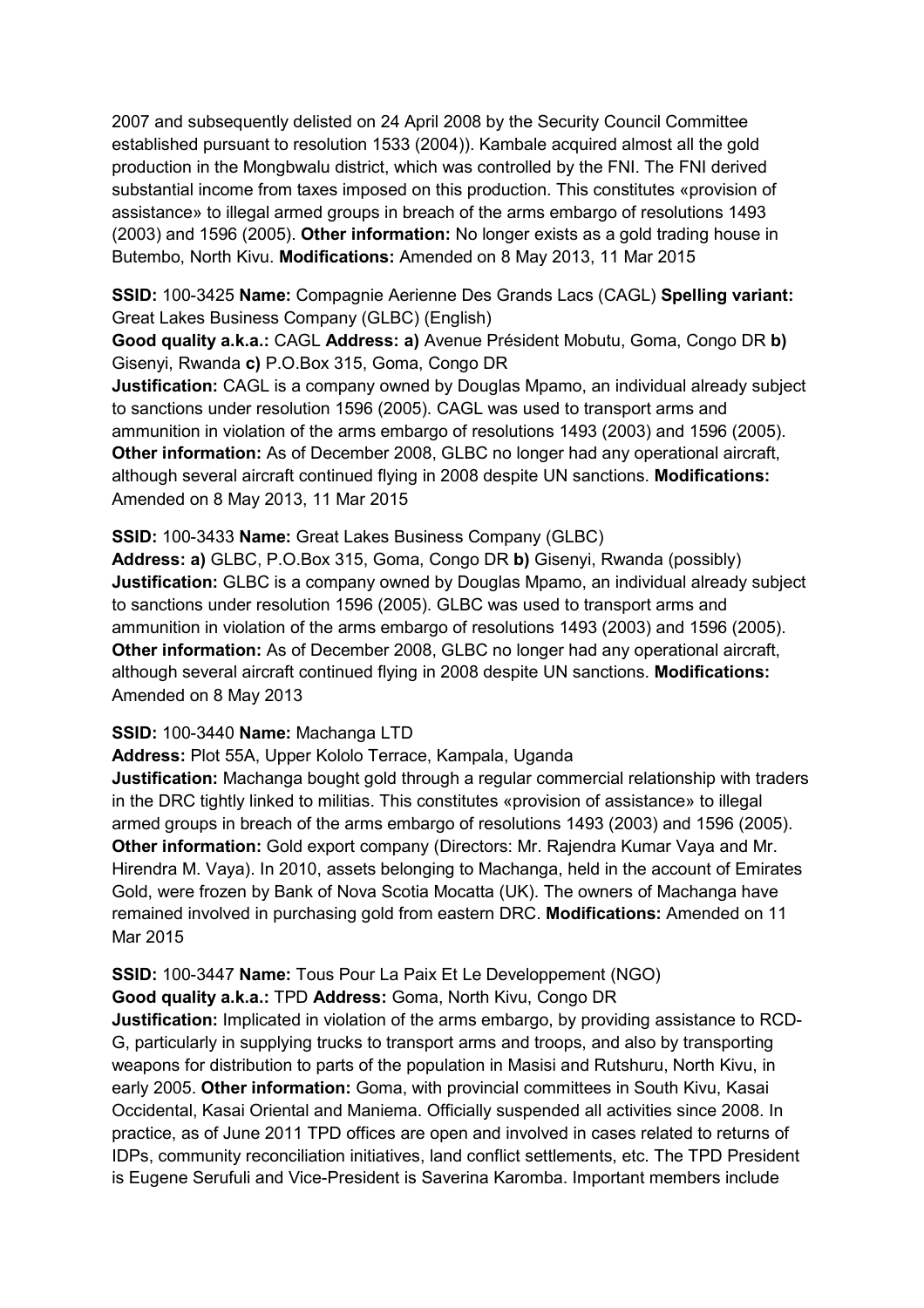2007 and subsequently delisted on 24 April 2008 by the Security Council Committee established pursuant to resolution 1533 (2004)). Kambale acquired almost all the gold production in the Mongbwalu district, which was controlled by the FNI. The FNI derived substantial income from taxes imposed on this production. This constitutes «provision of assistance» to illegal armed groups in breach of the arms embargo of resolutions 1493 (2003) and 1596 (2005). **Other information:** No longer exists as a gold trading house in Butembo, North Kivu. **Modifications:** Amended on 8 May 2013, 11 Mar 2015

**SSID:** 100-3425 **Name:** Compagnie Aerienne Des Grands Lacs (CAGL) **Spelling variant:** Great Lakes Business Company (GLBC) (English)
**Good quality a.k.a.:** CAGL **Address: a)** Avenue Président Mobutu, Goma, Congo DR **b)** Gisenyi, Rwanda **c)** P.O.Box 315, Goma, Congo DR
**Justification:** CAGL is a company owned by Douglas Mpamo, an individual already subject to sanctions under resolution 1596 (2005). CAGL was used to transport arms and ammunition in violation of the arms embargo of resolutions 1493 (2003) and 1596 (2005). **Other information:** As of December 2008, GLBC no longer had any operational aircraft, although several aircraft continued flying in 2008 despite UN sanctions. **Modifications:** Amended on 8 May 2013, 11 Mar 2015

**SSID:** 100-3433 **Name:** Great Lakes Business Company (GLBC)
**Address: a)** GLBC, P.O.Box 315, Goma, Congo DR **b)** Gisenyi, Rwanda (possibly)
**Justification:** GLBC is a company owned by Douglas Mpamo, an individual already subject to sanctions under resolution 1596 (2005). GLBC was used to transport arms and ammunition in violation of the arms embargo of resolutions 1493 (2003) and 1596 (2005). **Other information:** As of December 2008, GLBC no longer had any operational aircraft, although several aircraft continued flying in 2008 despite UN sanctions. **Modifications:** Amended on 8 May 2013

**SSID:** 100-3440 **Name:** Machanga LTD
**Address:** Plot 55A, Upper Kololo Terrace, Kampala, Uganda
**Justification:** Machanga bought gold through a regular commercial relationship with traders in the DRC tightly linked to militias. This constitutes «provision of assistance» to illegal armed groups in breach of the arms embargo of resolutions 1493 (2003) and 1596 (2005). **Other information:** Gold export company (Directors: Mr. Rajendra Kumar Vaya and Mr. Hirendra M. Vaya). In 2010, assets belonging to Machanga, held in the account of Emirates Gold, were frozen by Bank of Nova Scotia Mocatta (UK). The owners of Machanga have remained involved in purchasing gold from eastern DRC. **Modifications:** Amended on 11 Mar 2015

**SSID:** 100-3447 **Name:** Tous Pour La Paix Et Le Developpement (NGO)
**Good quality a.k.a.:** TPD **Address:** Goma, North Kivu, Congo DR
**Justification:** Implicated in violation of the arms embargo, by providing assistance to RCD-G, particularly in supplying trucks to transport arms and troops, and also by transporting weapons for distribution to parts of the population in Masisi and Rutshuru, North Kivu, in early 2005. **Other information:** Goma, with provincial committees in South Kivu, Kasai Occidental, Kasai Oriental and Maniema. Officially suspended all activities since 2008. In practice, as of June 2011 TPD offices are open and involved in cases related to returns of IDPs, community reconciliation initiatives, land conflict settlements, etc. The TPD President is Eugene Serufuli and Vice-President is Saverina Karomba. Important members include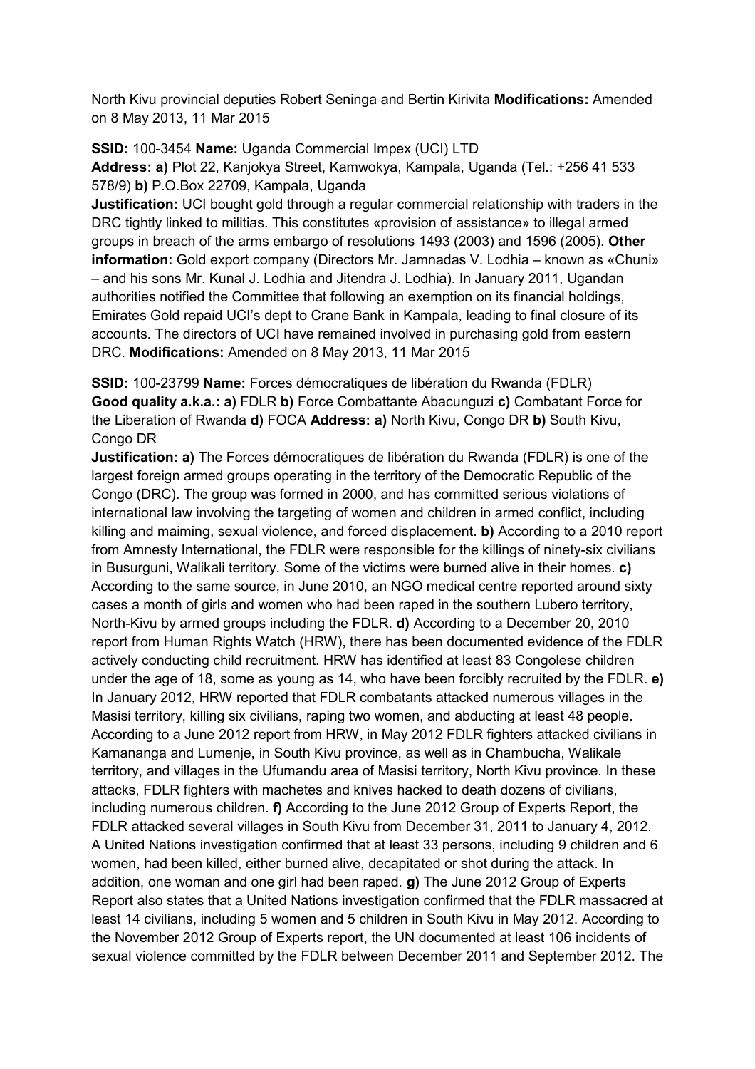North Kivu provincial deputies Robert Seninga and Bertin Kirivita **Modifications:** Amended on 8 May 2013, 11 Mar 2015

**SSID:** 100-3454 **Name:** Uganda Commercial Impex (UCI) LTD

**Address: a)** Plot 22, Kanjokya Street, Kamwokya, Kampala, Uganda (Tel.: +256 41 533 578/9) **b)** P.O.Box 22709, Kampala, Uganda

**Justification:** UCI bought gold through a regular commercial relationship with traders in the DRC tightly linked to militias. This constitutes «provision of assistance» to illegal armed groups in breach of the arms embargo of resolutions 1493 (2003) and 1596 (2005). **Other information:** Gold export company (Directors Mr. Jamnadas V. Lodhia – known as «Chuni» – and his sons Mr. Kunal J. Lodhia and Jitendra J. Lodhia). In January 2011, Ugandan authorities notified the Committee that following an exemption on its financial holdings, Emirates Gold repaid UCI's dept to Crane Bank in Kampala, leading to final closure of its accounts. The directors of UCI have remained involved in purchasing gold from eastern DRC. **Modifications:** Amended on 8 May 2013, 11 Mar 2015

**SSID:** 100-23799 **Name:** Forces démocratiques de libération du Rwanda (FDLR)

**Good quality a.k.a.: a)** FDLR **b)** Force Combattante Abacunguzi **c)** Combatant Force for the Liberation of Rwanda **d)** FOCA **Address: a)** North Kivu, Congo DR **b)** South Kivu, Congo DR

**Justification: a)** The Forces démocratiques de libération du Rwanda (FDLR) is one of the largest foreign armed groups operating in the territory of the Democratic Republic of the Congo (DRC). The group was formed in 2000, and has committed serious violations of international law involving the targeting of women and children in armed conflict, including killing and maiming, sexual violence, and forced displacement. **b)** According to a 2010 report from Amnesty International, the FDLR were responsible for the killings of ninety-six civilians in Busurguni, Walikali territory. Some of the victims were burned alive in their homes. **c)** According to the same source, in June 2010, an NGO medical centre reported around sixty cases a month of girls and women who had been raped in the southern Lubero territory, North-Kivu by armed groups including the FDLR. **d)** According to a December 20, 2010 report from Human Rights Watch (HRW), there has been documented evidence of the FDLR actively conducting child recruitment. HRW has identified at least 83 Congolese children under the age of 18, some as young as 14, who have been forcibly recruited by the FDLR. **e)** In January 2012, HRW reported that FDLR combatants attacked numerous villages in the Masisi territory, killing six civilians, raping two women, and abducting at least 48 people. According to a June 2012 report from HRW, in May 2012 FDLR fighters attacked civilians in Kamananga and Lumenje, in South Kivu province, as well as in Chambucha, Walikale territory, and villages in the Ufumandu area of Masisi territory, North Kivu province. In these attacks, FDLR fighters with machetes and knives hacked to death dozens of civilians, including numerous children. **f)** According to the June 2012 Group of Experts Report, the FDLR attacked several villages in South Kivu from December 31, 2011 to January 4, 2012. A United Nations investigation confirmed that at least 33 persons, including 9 children and 6 women, had been killed, either burned alive, decapitated or shot during the attack. In addition, one woman and one girl had been raped. **g)** The June 2012 Group of Experts Report also states that a United Nations investigation confirmed that the FDLR massacred at least 14 civilians, including 5 women and 5 children in South Kivu in May 2012. According to the November 2012 Group of Experts report, the UN documented at least 106 incidents of sexual violence committed by the FDLR between December 2011 and September 2012. The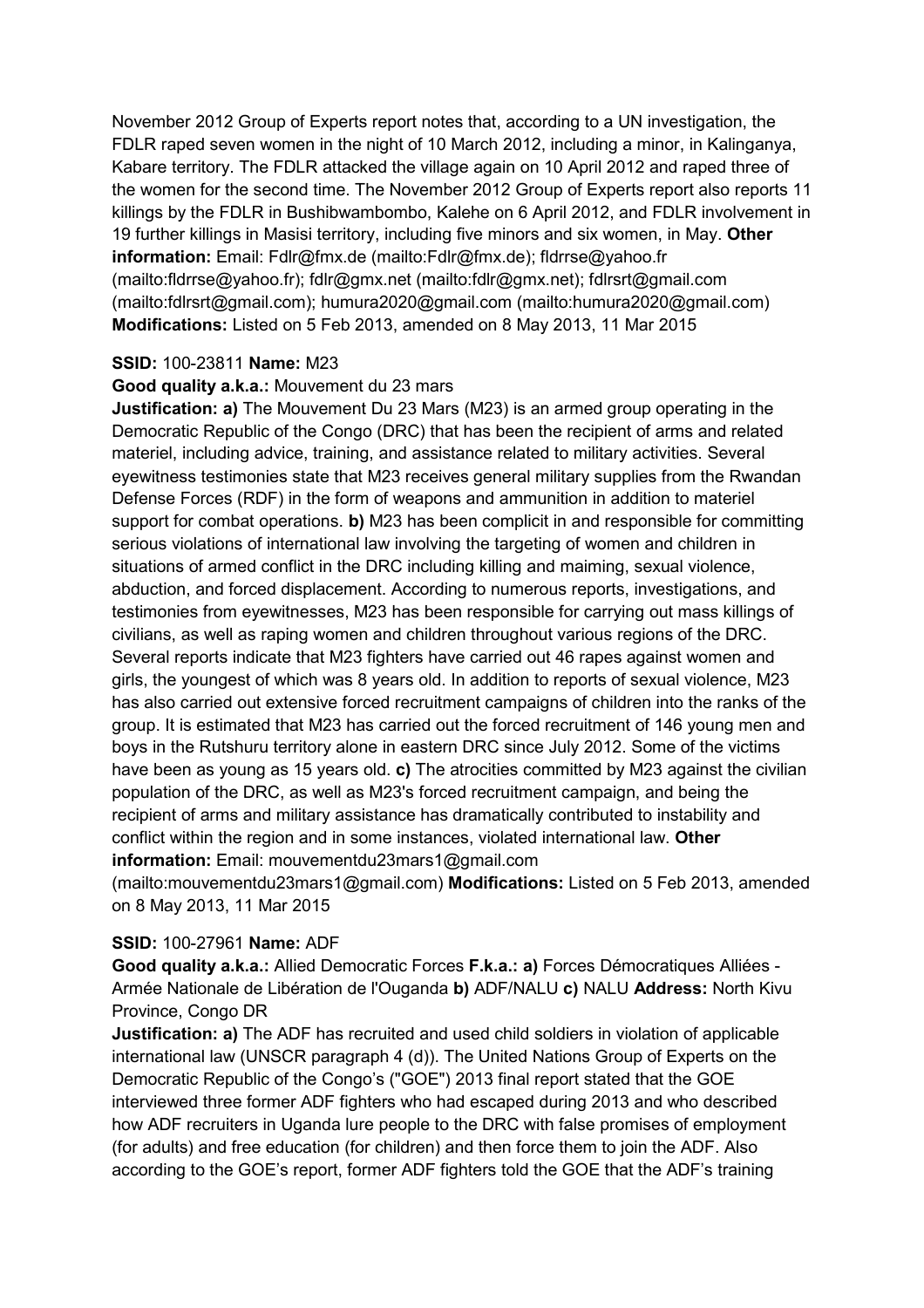November 2012 Group of Experts report notes that, according to a UN investigation, the FDLR raped seven women in the night of 10 March 2012, including a minor, in Kalinganya, Kabare territory. The FDLR attacked the village again on 10 April 2012 and raped three of the women for the second time. The November 2012 Group of Experts report also reports 11 killings by the FDLR in Bushibwambombo, Kalehe on 6 April 2012, and FDLR involvement in 19 further killings in Masisi territory, including five minors and six women, in May. **Other information:** Email: Fdlr@fmx.de (mailto:Fdlr@fmx.de); fldrrse@yahoo.fr (mailto:fldrrse@yahoo.fr); fdlr@gmx.net (mailto:fdlr@gmx.net); fdlrsrt@gmail.com (mailto:fdlrsrt@gmail.com); humura2020@gmail.com (mailto:humura2020@gmail.com) **Modifications:** Listed on 5 Feb 2013, amended on 8 May 2013, 11 Mar 2015

**SSID:** 100-23811 **Name:** M23

**Good quality a.k.a.:** Mouvement du 23 mars

**Justification: a)** The Mouvement Du 23 Mars (M23) is an armed group operating in the Democratic Republic of the Congo (DRC) that has been the recipient of arms and related materiel, including advice, training, and assistance related to military activities. Several eyewitness testimonies state that M23 receives general military supplies from the Rwandan Defense Forces (RDF) in the form of weapons and ammunition in addition to materiel support for combat operations. **b)** M23 has been complicit in and responsible for committing serious violations of international law involving the targeting of women and children in situations of armed conflict in the DRC including killing and maiming, sexual violence, abduction, and forced displacement. According to numerous reports, investigations, and testimonies from eyewitnesses, M23 has been responsible for carrying out mass killings of civilians, as well as raping women and children throughout various regions of the DRC. Several reports indicate that M23 fighters have carried out 46 rapes against women and girls, the youngest of which was 8 years old. In addition to reports of sexual violence, M23 has also carried out extensive forced recruitment campaigns of children into the ranks of the group. It is estimated that M23 has carried out the forced recruitment of 146 young men and boys in the Rutshuru territory alone in eastern DRC since July 2012. Some of the victims have been as young as 15 years old. **c)** The atrocities committed by M23 against the civilian population of the DRC, as well as M23's forced recruitment campaign, and being the recipient of arms and military assistance has dramatically contributed to instability and conflict within the region and in some instances, violated international law. **Other information:** Email: mouvementdu23mars1@gmail.com (mailto:mouvementdu23mars1@gmail.com) **Modifications:** Listed on 5 Feb 2013, amended on 8 May 2013, 11 Mar 2015

**SSID:** 100-27961 **Name:** ADF

**Good quality a.k.a.:** Allied Democratic Forces **F.k.a.: a)** Forces Démocratiques Alliées - Armée Nationale de Libération de l'Ouganda **b)** ADF/NALU **c)** NALU **Address:** North Kivu Province, Congo DR

**Justification: a)** The ADF has recruited and used child soldiers in violation of applicable international law (UNSCR paragraph 4 (d)). The United Nations Group of Experts on the Democratic Republic of the Congo's ("GOE") 2013 final report stated that the GOE interviewed three former ADF fighters who had escaped during 2013 and who described how ADF recruiters in Uganda lure people to the DRC with false promises of employment (for adults) and free education (for children) and then force them to join the ADF. Also according to the GOE's report, former ADF fighters told the GOE that the ADF's training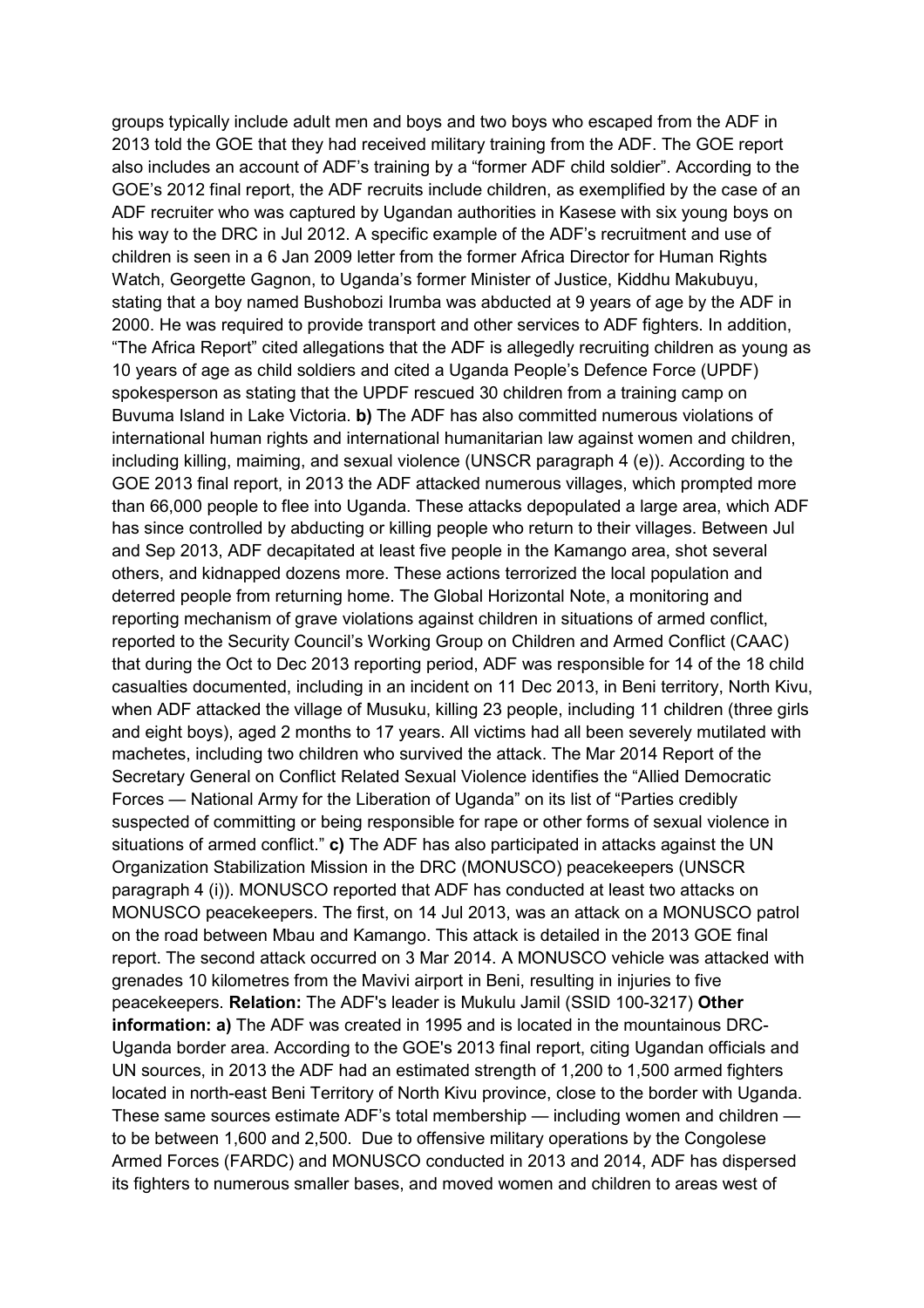groups typically include adult men and boys and two boys who escaped from the ADF in 2013 told the GOE that they had received military training from the ADF. The GOE report also includes an account of ADF's training by a "former ADF child soldier". According to the GOE's 2012 final report, the ADF recruits include children, as exemplified by the case of an ADF recruiter who was captured by Ugandan authorities in Kasese with six young boys on his way to the DRC in Jul 2012. A specific example of the ADF's recruitment and use of children is seen in a 6 Jan 2009 letter from the former Africa Director for Human Rights Watch, Georgette Gagnon, to Uganda's former Minister of Justice, Kiddhu Makubuyu, stating that a boy named Bushobozi Irumba was abducted at 9 years of age by the ADF in 2000. He was required to provide transport and other services to ADF fighters. In addition, "The Africa Report" cited allegations that the ADF is allegedly recruiting children as young as 10 years of age as child soldiers and cited a Uganda People's Defence Force (UPDF) spokesperson as stating that the UPDF rescued 30 children from a training camp on Buvuma Island in Lake Victoria. **b)** The ADF has also committed numerous violations of international human rights and international humanitarian law against women and children, including killing, maiming, and sexual violence (UNSCR paragraph 4 (e)). According to the GOE 2013 final report, in 2013 the ADF attacked numerous villages, which prompted more than 66,000 people to flee into Uganda. These attacks depopulated a large area, which ADF has since controlled by abducting or killing people who return to their villages. Between Jul and Sep 2013, ADF decapitated at least five people in the Kamango area, shot several others, and kidnapped dozens more. These actions terrorized the local population and deterred people from returning home. The Global Horizontal Note, a monitoring and reporting mechanism of grave violations against children in situations of armed conflict, reported to the Security Council's Working Group on Children and Armed Conflict (CAAC) that during the Oct to Dec 2013 reporting period, ADF was responsible for 14 of the 18 child casualties documented, including in an incident on 11 Dec 2013, in Beni territory, North Kivu, when ADF attacked the village of Musuku, killing 23 people, including 11 children (three girls and eight boys), aged 2 months to 17 years. All victims had all been severely mutilated with machetes, including two children who survived the attack. The Mar 2014 Report of the Secretary General on Conflict Related Sexual Violence identifies the "Allied Democratic Forces — National Army for the Liberation of Uganda" on its list of "Parties credibly suspected of committing or being responsible for rape or other forms of sexual violence in situations of armed conflict." **c)** The ADF has also participated in attacks against the UN Organization Stabilization Mission in the DRC (MONUSCO) peacekeepers (UNSCR paragraph 4 (i)). MONUSCO reported that ADF has conducted at least two attacks on MONUSCO peacekeepers. The first, on 14 Jul 2013, was an attack on a MONUSCO patrol on the road between Mbau and Kamango. This attack is detailed in the 2013 GOE final report. The second attack occurred on 3 Mar 2014. A MONUSCO vehicle was attacked with grenades 10 kilometres from the Mavivi airport in Beni, resulting in injuries to five peacekeepers. **Relation:** The ADF's leader is Mukulu Jamil (SSID 100-3217) **Other information: a)** The ADF was created in 1995 and is located in the mountainous DRC-Uganda border area. According to the GOE's 2013 final report, citing Ugandan officials and UN sources, in 2013 the ADF had an estimated strength of 1,200 to 1,500 armed fighters located in north-east Beni Territory of North Kivu province, close to the border with Uganda. These same sources estimate ADF's total membership — including women and children — to be between 1,600 and 2,500. Due to offensive military operations by the Congolese Armed Forces (FARDC) and MONUSCO conducted in 2013 and 2014, ADF has dispersed its fighters to numerous smaller bases, and moved women and children to areas west of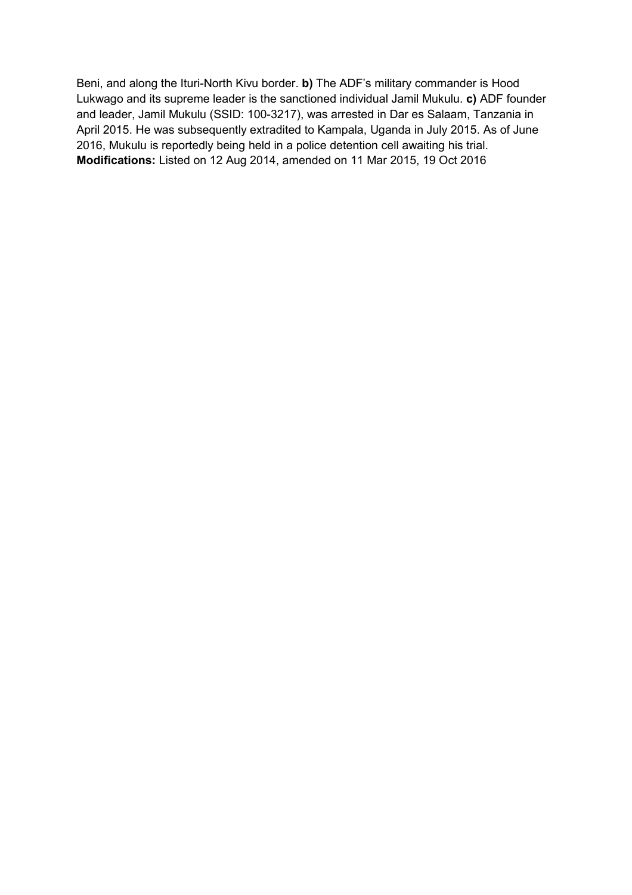Beni, and along the Ituri-North Kivu border. **b)** The ADF's military commander is Hood Lukwago and its supreme leader is the sanctioned individual Jamil Mukulu. **c)** ADF founder and leader, Jamil Mukulu (SSID: 100-3217), was arrested in Dar es Salaam, Tanzania in April 2015. He was subsequently extradited to Kampala, Uganda in July 2015. As of June 2016, Mukulu is reportedly being held in a police detention cell awaiting his trial.
**Modifications:** Listed on 12 Aug 2014, amended on 11 Mar 2015, 19 Oct 2016